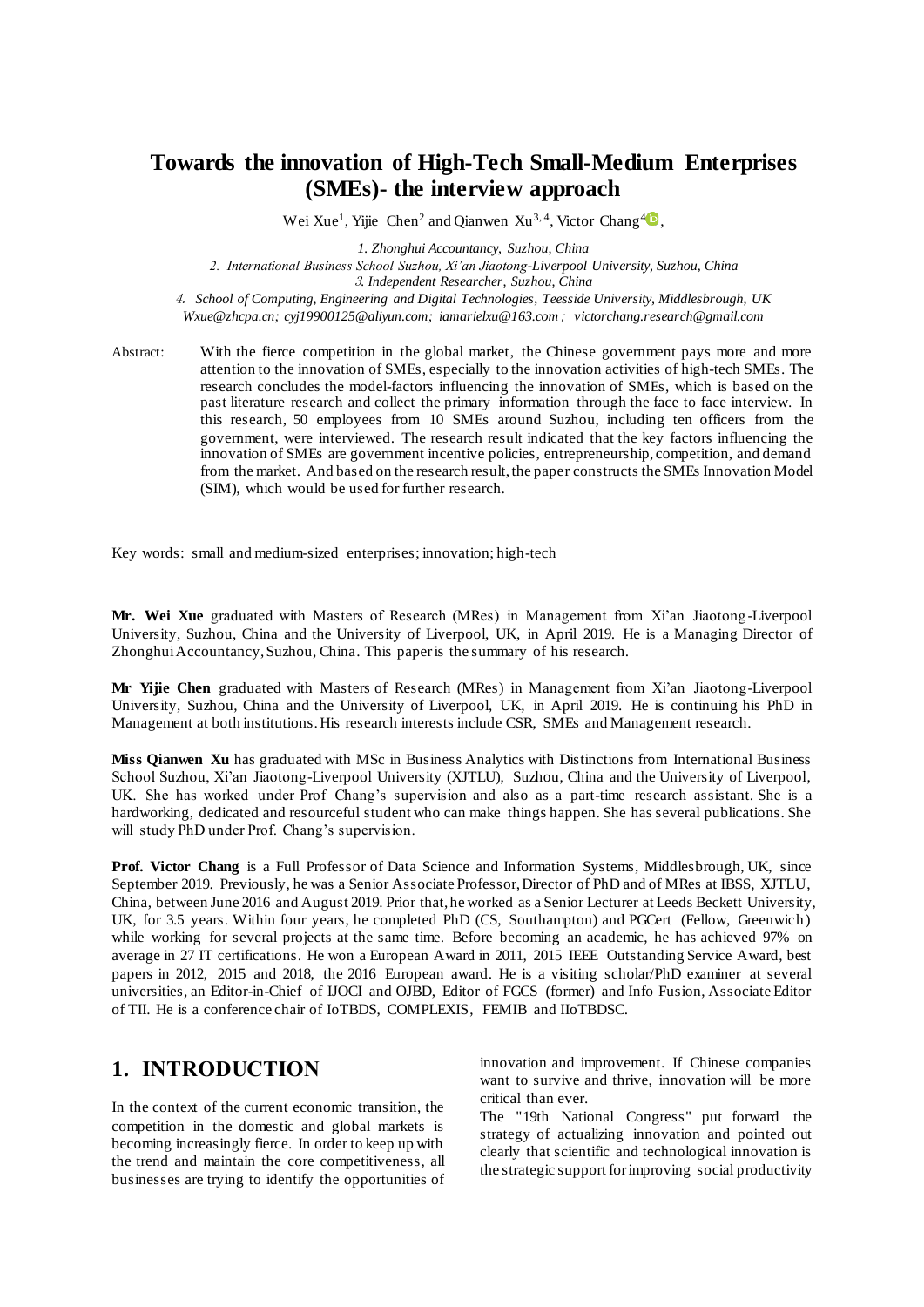# Towards the innovation of High-Tech Small-Medium Enterprises (SMEs)- the interview approach

Wei Xue[1], Yijie Chen[2] and Qianwen Xu[3, 4], Victor Chang[4],

*1. Zhonghui Accountancy, Suzhou, China*
*2. International Business School Suzhou, Xi'an Jiaotong-Liverpool University, Suzhou, China*
*3. Independent Researcher, Suzhou, China*
*4. School of Computing, Engineering and Digital Technologies, Teesside University, Middlesbrough, UK*
*Wxue@zhcpa.cn; cyj19900125@aliyun.com; iamarielxu@163.com; victorchang.research@gmail.com*

Abstract: With the fierce competition in the global market, the Chinese government pays more and more attention to the innovation of SMEs, especially to the innovation activities of high-tech SMEs. The research concludes the model-factors influencing the innovation of SMEs, which is based on the past literature research and collect the primary information through the face to face interview. In this research, 50 employees from 10 SMEs around Suzhou, including ten officers from the government, were interviewed. The research result indicated that the key factors influencing the innovation of SMEs are government incentive policies, entrepreneurship, competition, and demand from the market. And based on the research result, the paper constructs the SMEs Innovation Model (SIM), which would be used for further research.

Key words: small and medium-sized enterprises; innovation; high-tech

**Mr. Wei Xue** graduated with Masters of Research (MRes) in Management from Xi'an Jiaotong-Liverpool University, Suzhou, China and the University of Liverpool, UK, in April 2019. He is a Managing Director of Zhonghui Accountancy, Suzhou, China. This paper is the summary of his research.

**Mr Yijie Chen** graduated with Masters of Research (MRes) in Management from Xi'an Jiaotong-Liverpool University, Suzhou, China and the University of Liverpool, UK, in April 2019. He is continuing his PhD in Management at both institutions. His research interests include CSR, SMEs and Management research.

**Miss Qianwen Xu** has graduated with MSc in Business Analytics with Distinctions from International Business School Suzhou, Xi'an Jiaotong-Liverpool University (XJTLU), Suzhou, China and the University of Liverpool, UK. She has worked under Prof Chang's supervision and also as a part-time research assistant. She is a hardworking, dedicated and resourceful student who can make things happen. She has several publications. She will study PhD under Prof. Chang's supervision.

**Prof. Victor Chang** is a Full Professor of Data Science and Information Systems, Middlesbrough, UK, since September 2019. Previously, he was a Senior Associate Professor, Director of PhD and of MRes at IBSS, XJTLU, China, between June 2016 and August 2019. Prior that, he worked as a Senior Lecturer at Leeds Beckett University, UK, for 3.5 years. Within four years, he completed PhD (CS, Southampton) and PGCert (Fellow, Greenwich) while working for several projects at the same time. Before becoming an academic, he has achieved 97% on average in 27 IT certifications. He won a European Award in 2011, 2015 IEEE Outstanding Service Award, best papers in 2012, 2015 and 2018, the 2016 European award. He is a visiting scholar/PhD examiner at several universities, an Editor-in-Chief of IJOCI and OJBD, Editor of FGCS (former) and Info Fusion, Associate Editor of TII. He is a conference chair of IoTBDS, COMPLEXIS, FEMIB and IIoTBDSC.

## 1. INTRODUCTION

In the context of the current economic transition, the competition in the domestic and global markets is becoming increasingly fierce. In order to keep up with the trend and maintain the core competitiveness, all businesses are trying to identify the opportunities of innovation and improvement. If Chinese companies want to survive and thrive, innovation will be more critical than ever.

The "19th National Congress" put forward the strategy of actualizing innovation and pointed out clearly that scientific and technological innovation is the strategic support for improving social productivity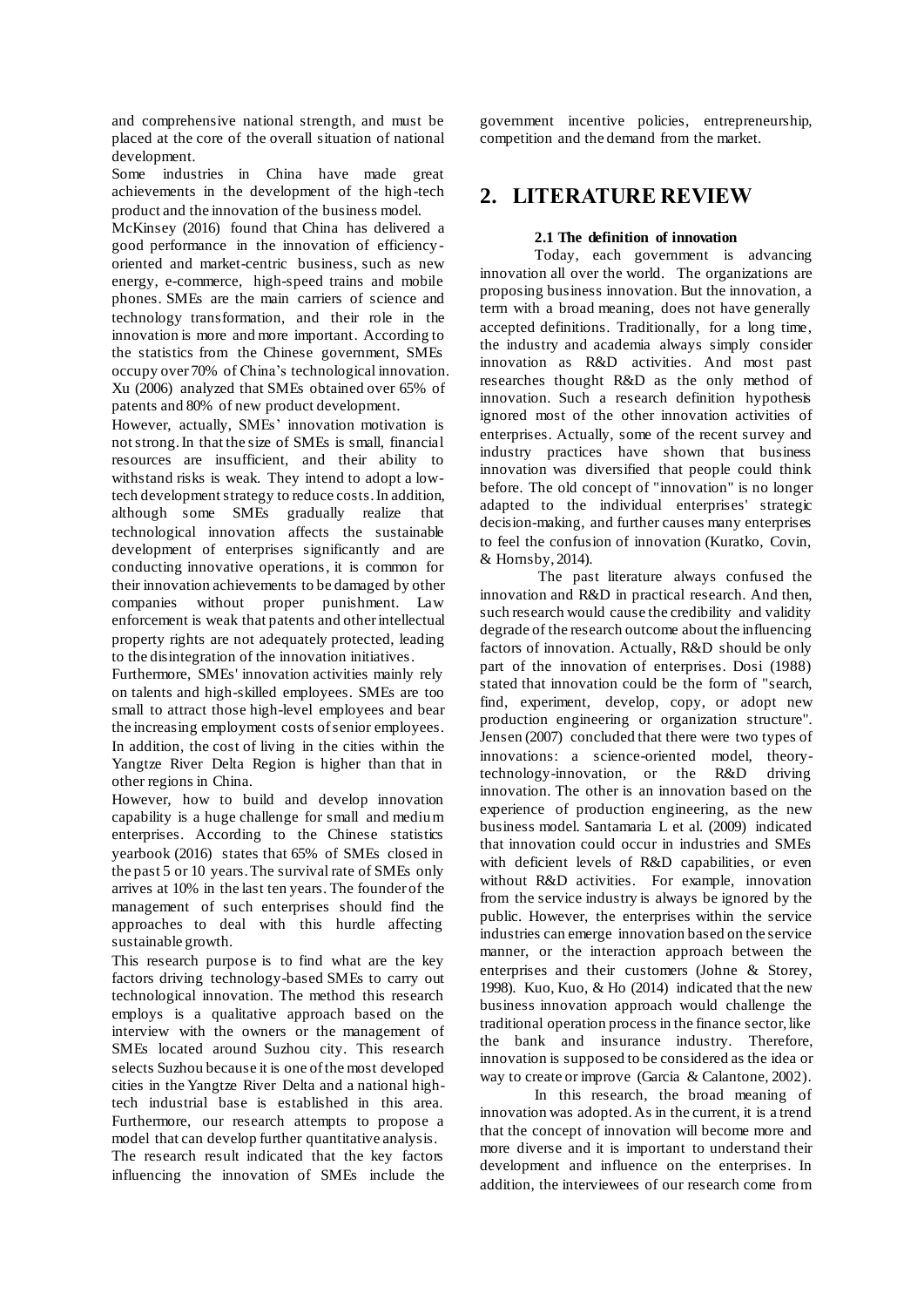and comprehensive national strength, and must be placed at the core of the overall situation of national development.

Some industries in China have made great achievements in the development of the high-tech product and the innovation of the business model.

McKinsey (2016) found that China has delivered a good performance in the innovation of efficiency-oriented and market-centric business, such as new energy, e-commerce, high-speed trains and mobile phones. SMEs are the main carriers of science and technology transformation, and their role in the innovation is more and more important. According to the statistics from the Chinese government, SMEs occupy over 70% of China's technological innovation. Xu (2006) analyzed that SMEs obtained over 65% of patents and 80% of new product development.

However, actually, SMEs' innovation motivation is not strong. In that the size of SMEs is small, financial resources are insufficient, and their ability to withstand risks is weak. They intend to adopt a low-tech development strategy to reduce costs. In addition, although some SMEs gradually realize that technological innovation affects the sustainable development of enterprises significantly and are conducting innovative operations, it is common for their innovation achievements to be damaged by other companies without proper punishment. Law enforcement is weak that patents and other intellectual property rights are not adequately protected, leading to the disintegration of the innovation initiatives.

Furthermore, SMEs' innovation activities mainly rely on talents and high-skilled employees. SMEs are too small to attract those high-level employees and bear the increasing employment costs of senior employees. In addition, the cost of living in the cities within the Yangtze River Delta Region is higher than that in other regions in China.

However, how to build and develop innovation capability is a huge challenge for small and medium enterprises. According to the Chinese statistics yearbook (2016) states that 65% of SMEs closed in the past 5 or 10 years. The survival rate of SMEs only arrives at 10% in the last ten years. The founder of the management of such enterprises should find the approaches to deal with this hurdle affecting sustainable growth.

This research purpose is to find what are the key factors driving technology-based SMEs to carry out technological innovation. The method this research employs is a qualitative approach based on the interview with the owners or the management of SMEs located around Suzhou city. This research selects Suzhou because it is one of the most developed cities in the Yangtze River Delta and a national high-tech industrial base is established in this area. Furthermore, our research attempts to propose a model that can develop further quantitative analysis.

The research result indicated that the key factors influencing the innovation of SMEs include the government incentive policies, entrepreneurship, competition and the demand from the market.

## 2. LITERATURE REVIEW

### 2.1 The definition of innovation

Today, each government is advancing innovation all over the world. The organizations are proposing business innovation. But the innovation, a term with a broad meaning, does not have generally accepted definitions. Traditionally, for a long time, the industry and academia always simply consider innovation as R&D activities. And most past researches thought R&D as the only method of innovation. Such a research definition hypothesis ignored most of the other innovation activities of enterprises. Actually, some of the recent survey and industry practices have shown that business innovation was diversified that people could think before. The old concept of "innovation" is no longer adapted to the individual enterprises' strategic decision-making, and further causes many enterprises to feel the confusion of innovation (Kuratko, Covin, & Hornsby, 2014).

The past literature always confused the innovation and R&D in practical research. And then, such research would cause the credibility and validity degrade of the research outcome about the influencing factors of innovation. Actually, R&D should be only part of the innovation of enterprises. Dosi (1988) stated that innovation could be the form of "search, find, experiment, develop, copy, or adopt new production engineering or organization structure". Jensen (2007) concluded that there were two types of innovations: a science-oriented model, theory-technology-innovation, or the R&D driving innovation. The other is an innovation based on the experience of production engineering, as the new business model. Santamaria L et al. (2009) indicated that innovation could occur in industries and SMEs with deficient levels of R&D capabilities, or even without R&D activities. For example, innovation from the service industry is always be ignored by the public. However, the enterprises within the service industries can emerge innovation based on the service manner, or the interaction approach between the enterprises and their customers (Johne & Storey, 1998). Kuo, Kuo, & Ho (2014) indicated that the new business innovation approach would challenge the traditional operation process in the finance sector, like the bank and insurance industry. Therefore, innovation is supposed to be considered as the idea or way to create or improve (Garcia & Calantone, 2002).

In this research, the broad meaning of innovation was adopted. As in the current, it is a trend that the concept of innovation will become more and more diverse and it is important to understand their development and influence on the enterprises. In addition, the interviewees of our research come from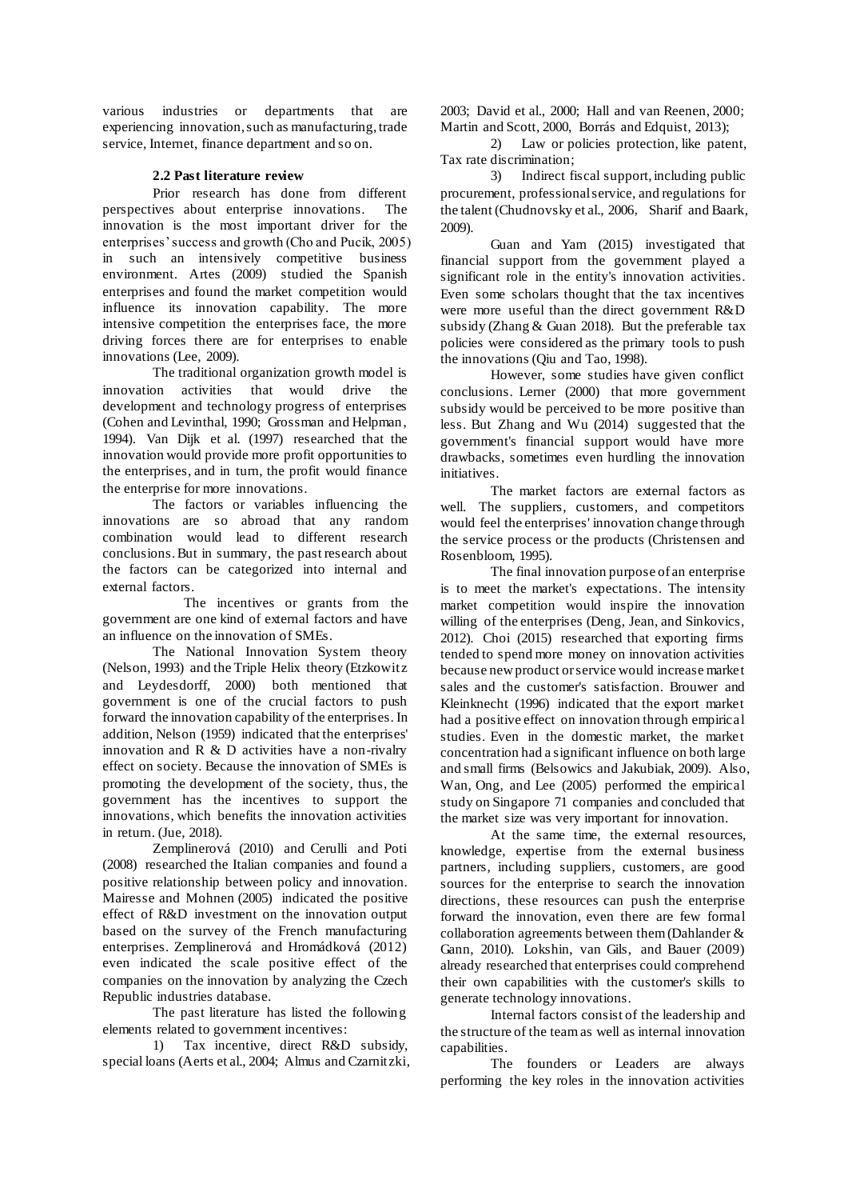various industries or departments that are experiencing innovation, such as manufacturing, trade service, Internet, finance department and so on.

### 2.2 Past literature review

Prior research has done from different perspectives about enterprise innovations. The innovation is the most important driver for the enterprises' success and growth (Cho and Pucik, 2005) in such an intensively competitive business environment. Artes (2009) studied the Spanish enterprises and found the market competition would influence its innovation capability. The more intensive competition the enterprises face, the more driving forces there are for enterprises to enable innovations (Lee, 2009).

The traditional organization growth model is innovation activities that would drive the development and technology progress of enterprises (Cohen and Levinthal, 1990; Grossman and Helpman, 1994). Van Dijk et al. (1997) researched that the innovation would provide more profit opportunities to the enterprises, and in turn, the profit would finance the enterprise for more innovations.

The factors or variables influencing the innovations are so abroad that any random combination would lead to different research conclusions. But in summary, the past research about the factors can be categorized into internal and external factors.

The incentives or grants from the government are one kind of external factors and have an influence on the innovation of SMEs.

The National Innovation System theory (Nelson, 1993) and the Triple Helix theory (Etzkowitz and Leydesdorff, 2000) both mentioned that government is one of the crucial factors to push forward the innovation capability of the enterprises. In addition, Nelson (1959) indicated that the enterprises' innovation and R & D activities have a non-rivalry effect on society. Because the innovation of SMEs is promoting the development of the society, thus, the government has the incentives to support the innovations, which benefits the innovation activities in return. (Jue, 2018).

Zemplinerová (2010) and Cerulli and Poti (2008) researched the Italian companies and found a positive relationship between policy and innovation. Mairesse and Mohnen (2005) indicated the positive effect of R&D investment on the innovation output based on the survey of the French manufacturing enterprises. Zemplinerová and Hromádková (2012) even indicated the scale positive effect of the companies on the innovation by analyzing the Czech Republic industries database.

The past literature has listed the following elements related to government incentives:

1) Tax incentive, direct R&D subsidy, special loans (Aerts et al., 2004; Almus and Czarnitzki, 2003; David et al., 2000; Hall and van Reenen, 2000; Martin and Scott, 2000, Borrás and Edquist, 2013);

2) Law or policies protection, like patent, Tax rate discrimination;

3) Indirect fiscal support, including public procurement, professional service, and regulations for the talent (Chudnovsky et al., 2006, Sharif and Baark, 2009).

Guan and Yam (2015) investigated that financial support from the government played a significant role in the entity's innovation activities. Even some scholars thought that the tax incentives were more useful than the direct government R&D subsidy (Zhang & Guan 2018). But the preferable tax policies were considered as the primary tools to push the innovations (Qiu and Tao, 1998).

However, some studies have given conflict conclusions. Lerner (2000) that more government subsidy would be perceived to be more positive than less. But Zhang and Wu (2014) suggested that the government's financial support would have more drawbacks, sometimes even hurdling the innovation initiatives.

The market factors are external factors as well. The suppliers, customers, and competitors would feel the enterprises' innovation change through the service process or the products (Christensen and Rosenbloom, 1995).

The final innovation purpose of an enterprise is to meet the market's expectations. The intensity market competition would inspire the innovation willing of the enterprises (Deng, Jean, and Sinkovics, 2012). Choi (2015) researched that exporting firms tended to spend more money on innovation activities because new product or service would increase market sales and the customer's satisfaction. Brouwer and Kleinknecht (1996) indicated that the export market had a positive effect on innovation through empirical studies. Even in the domestic market, the market concentration had a significant influence on both large and small firms (Belsowics and Jakubiak, 2009). Also, Wan, Ong, and Lee (2005) performed the empirical study on Singapore 71 companies and concluded that the market size was very important for innovation.

At the same time, the external resources, knowledge, expertise from the external business partners, including suppliers, customers, are good sources for the enterprise to search the innovation directions, these resources can push the enterprise forward the innovation, even there are few formal collaboration agreements between them (Dahlander & Gann, 2010). Lokshin, van Gils, and Bauer (2009) already researched that enterprises could comprehend their own capabilities with the customer's skills to generate technology innovations.

Internal factors consist of the leadership and the structure of the team as well as internal innovation capabilities.

The founders or Leaders are always performing the key roles in the innovation activities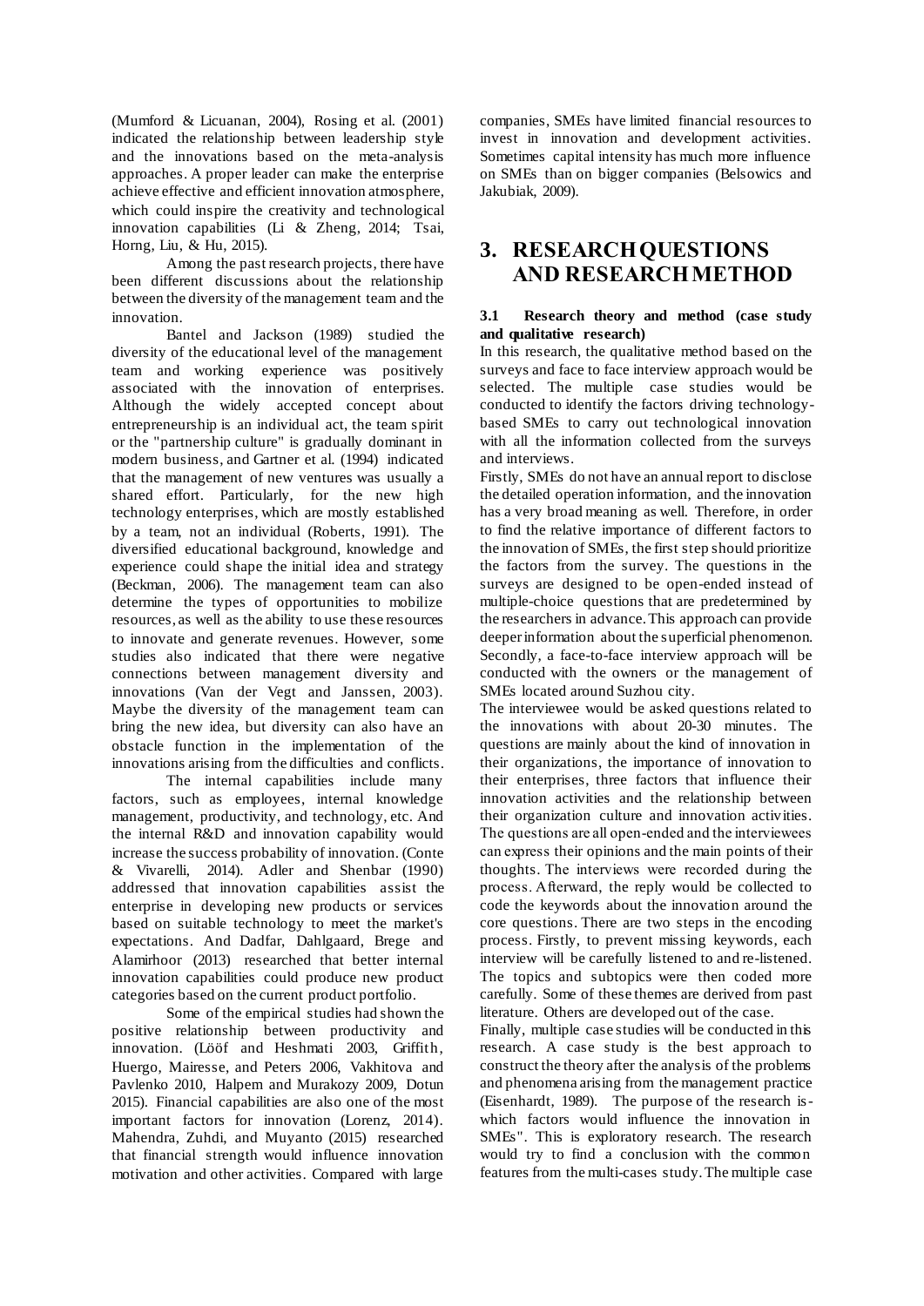(Mumford & Licuanan, 2004), Rosing et al. (2001) indicated the relationship between leadership style and the innovations based on the meta-analysis approaches. A proper leader can make the enterprise achieve effective and efficient innovation atmosphere, which could inspire the creativity and technological innovation capabilities (Li & Zheng, 2014; Tsai, Horng, Liu, & Hu, 2015).

Among the past research projects, there have been different discussions about the relationship between the diversity of the management team and the innovation.

Bantel and Jackson (1989) studied the diversity of the educational level of the management team and working experience was positively associated with the innovation of enterprises. Although the widely accepted concept about entrepreneurship is an individual act, the team spirit or the "partnership culture" is gradually dominant in modern business, and Gartner et al. (1994) indicated that the management of new ventures was usually a shared effort. Particularly, for the new high technology enterprises, which are mostly established by a team, not an individual (Roberts, 1991). The diversified educational background, knowledge and experience could shape the initial idea and strategy (Beckman, 2006). The management team can also determine the types of opportunities to mobilize resources, as well as the ability to use these resources to innovate and generate revenues. However, some studies also indicated that there were negative connections between management diversity and innovations (Van der Vegt and Janssen, 2003). Maybe the diversity of the management team can bring the new idea, but diversity can also have an obstacle function in the implementation of the innovations arising from the difficulties and conflicts.

The internal capabilities include many factors, such as employees, internal knowledge management, productivity, and technology, etc. And the internal R&D and innovation capability would increase the success probability of innovation. (Conte & Vivarelli, 2014). Adler and Shenbar (1990) addressed that innovation capabilities assist the enterprise in developing new products or services based on suitable technology to meet the market's expectations. And Dadfar, Dahlgaard, Brege and Alamirhoor (2013) researched that better internal innovation capabilities could produce new product categories based on the current product portfolio.

Some of the empirical studies had shown the positive relationship between productivity and innovation. (Lööf and Heshmati 2003, Griffith, Huergo, Mairesse, and Peters 2006, Vakhitova and Pavlenko 2010, Halpern and Murakozy 2009, Dotun 2015). Financial capabilities are also one of the most important factors for innovation (Lorenz, 2014). Mahendra, Zuhdi, and Muyanto (2015) researched that financial strength would influence innovation motivation and other activities. Compared with large companies, SMEs have limited financial resources to invest in innovation and development activities. Sometimes capital intensity has much more influence on SMEs than on bigger companies (Belsowics and Jakubiak, 2009).

# 3. RESEARCH QUESTIONS AND RESEARCH METHOD

### 3.1 Research theory and method (case study and qualitative research)

In this research, the qualitative method based on the surveys and face to face interview approach would be selected. The multiple case studies would be conducted to identify the factors driving technology-based SMEs to carry out technological innovation with all the information collected from the surveys and interviews.

Firstly, SMEs do not have an annual report to disclose the detailed operation information, and the innovation has a very broad meaning as well. Therefore, in order to find the relative importance of different factors to the innovation of SMEs, the first step should prioritize the factors from the survey. The questions in the surveys are designed to be open-ended instead of multiple-choice questions that are predetermined by the researchers in advance. This approach can provide deeper information about the superficial phenomenon.

Secondly, a face-to-face interview approach will be conducted with the owners or the management of SMEs located around Suzhou city.

The interviewee would be asked questions related to the innovations with about 20-30 minutes. The questions are mainly about the kind of innovation in their organizations, the importance of innovation to their enterprises, three factors that influence their innovation activities and the relationship between their organization culture and innovation activities. The questions are all open-ended and the interviewees can express their opinions and the main points of their thoughts. The interviews were recorded during the process. Afterward, the reply would be collected to code the keywords about the innovation around the core questions. There are two steps in the encoding process. Firstly, to prevent missing keywords, each interview will be carefully listened to and re-listened. The topics and subtopics were then coded more carefully. Some of these themes are derived from past literature. Others are developed out of the case.

Finally, multiple case studies will be conducted in this research. A case study is the best approach to construct the theory after the analysis of the problems and phenomena arising from the management practice (Eisenhardt, 1989). The purpose of the research is-which factors would influence the innovation in SMEs". This is exploratory research. The research would try to find a conclusion with the common features from the multi-cases study. The multiple case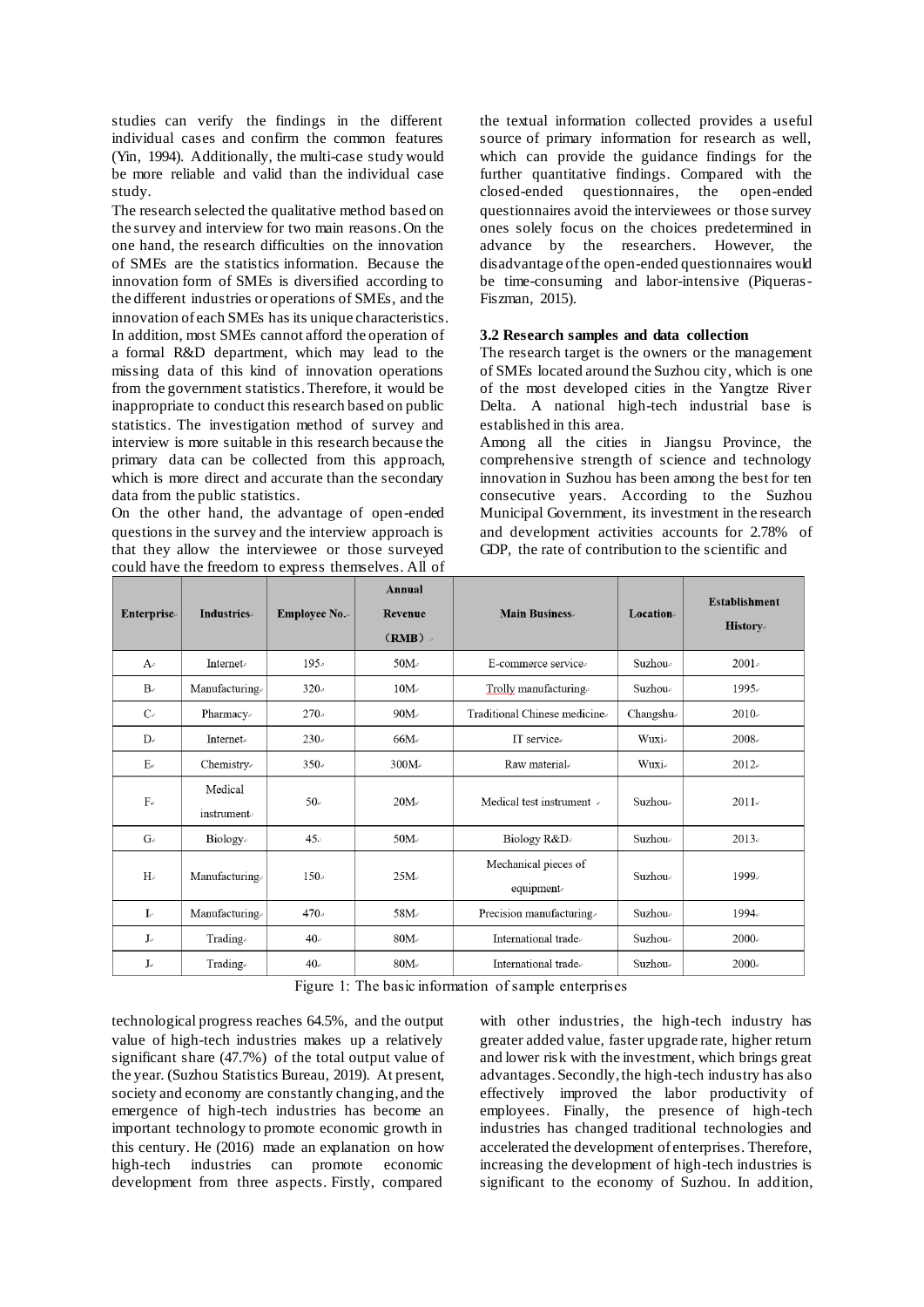studies can verify the findings in the different individual cases and confirm the common features (Yin, 1994). Additionally, the multi-case study would be more reliable and valid than the individual case study.

The research selected the qualitative method based on the survey and interview for two main reasons. On the one hand, the research difficulties on the innovation of SMEs are the statistics information. Because the innovation form of SMEs is diversified according to the different industries or operations of SMEs, and the innovation of each SMEs has its unique characteristics. In addition, most SMEs cannot afford the operation of a formal R&D department, which may lead to the missing data of this kind of innovation operations from the government statistics. Therefore, it would be inappropriate to conduct this research based on public statistics. The investigation method of survey and interview is more suitable in this research because the primary data can be collected from this approach, which is more direct and accurate than the secondary data from the public statistics.

On the other hand, the advantage of open-ended questions in the survey and the interview approach is that they allow the interviewee or those surveyed could have the freedom to express themselves. All of the textual information collected provides a useful source of primary information for research as well, which can provide the guidance findings for the further quantitative findings. Compared with the closed-ended questionnaires, the open-ended questionnaires avoid the interviewees or those survey ones solely focus on the choices predetermined in advance by the researchers. However, the disadvantage of the open-ended questionnaires would be time-consuming and labor-intensive (Piqueras-Fiszman, 2015).

### 3.2 Research samples and data collection

The research target is the owners or the management of SMEs located around the Suzhou city, which is one of the most developed cities in the Yangtze River Delta. A national high-tech industrial base is established in this area.

Among all the cities in Jiangsu Province, the comprehensive strength of science and technology innovation in Suzhou has been among the best for ten consecutive years. According to the Suzhou Municipal Government, its investment in the research and development activities accounts for 2.78% of GDP, the rate of contribution to the scientific and technological progress reaches 64.5%, and the output value of high-tech industries makes up a relatively significant share (47.7%) of the total output value of the year. (Suzhou Statistics Bureau, 2019). At present, society and economy are constantly changing, and the emergence of high-tech industries has become an important technology to promote economic growth in this century. He (2016) made an explanation on how high-tech industries can promote economic development from three aspects. Firstly, compared with other industries, the high-tech industry has greater added value, faster upgrade rate, higher return and lower risk with the investment, which brings great advantages. Secondly, the high-tech industry has also effectively improved the labor productivity of employees. Finally, the presence of high-tech industries has changed traditional technologies and accelerated the development of enterprises. Therefore, increasing the development of high-tech industries is significant to the economy of Suzhou. In addition,

| Enterprise | Industries | Employee No. | Annual Revenue (RMB) | Main Business | Location | Establishment History |
|---|---|---|---|---|---|---|
| A | Internet | 195 | 50M | E-commerce service | Suzhou | 2001 |
| B | Manufacturing | 320 | 10M | Trolly manufacturing | Suzhou | 1995 |
| C | Pharmacy | 270 | 90M | Traditional Chinese medicine | Changshu | 2010 |
| D | Internet | 230 | 66M | IT service | Wuxi | 2008 |
| E | Chemistry | 350 | 300M | Raw material | Wuxi | 2012 |
| F | Medical instrument | 50 | 20M | Medical test instrument | Suzhou | 2011 |
| G | Biology | 45 | 50M | Biology R&D | Suzhou | 2013 |
| H | Manufacturing | 150 | 25M | Mechanical pieces of equipment | Suzhou | 1999 |
| I | Manufacturing | 470 | 58M | Precision manufacturing | Suzhou | 1994 |
| J | Trading | 40 | 80M | International trade | Suzhou | 2000 |
| J | Trading | 40 | 80M | International trade | Suzhou | 2000 |

Figure 1: The basic information of sample enterprises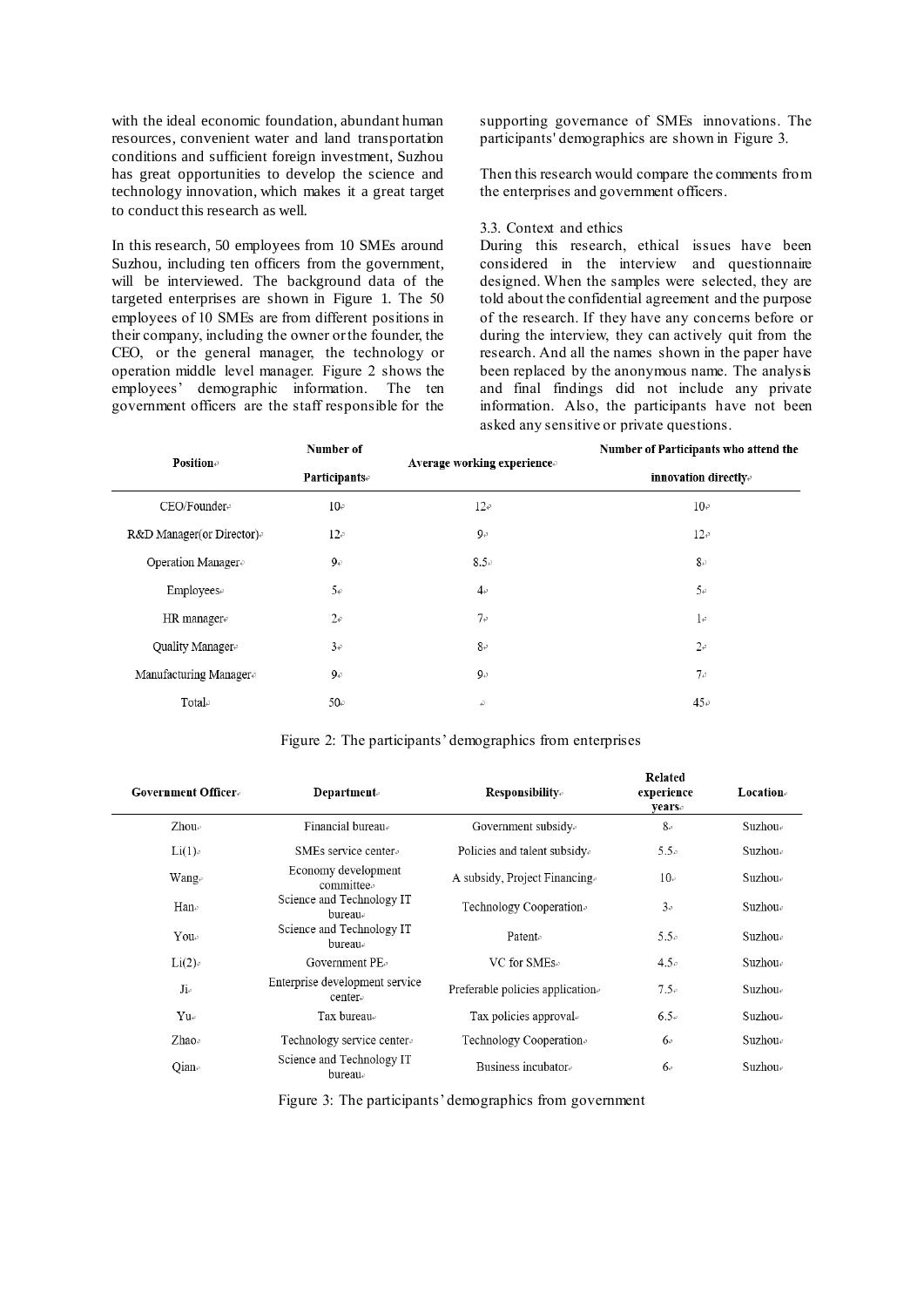with the ideal economic foundation, abundant human resources, convenient water and land transportation conditions and sufficient foreign investment, Suzhou has great opportunities to develop the science and technology innovation, which makes it a great target to conduct this research as well.

In this research, 50 employees from 10 SMEs around Suzhou, including ten officers from the government, will be interviewed. The background data of the targeted enterprises are shown in Figure 1. The 50 employees of 10 SMEs are from different positions in their company, including the owner or the founder, the CEO, or the general manager, the technology or operation middle level manager. Figure 2 shows the employees' demographic information. The ten government officers are the staff responsible for the supporting governance of SMEs innovations. The participants' demographics are shown in Figure 3.

Then this research would compare the comments from the enterprises and government officers.

### 3.3. Context and ethics

During this research, ethical issues have been considered in the interview and questionnaire designed. When the samples were selected, they are told about the confidential agreement and the purpose of the research. If they have any concerns before or during the interview, they can actively quit from the research. And all the names shown in the paper have been replaced by the anonymous name. The analysis and final findings did not include any private information. Also, the participants have not been asked any sensitive or private questions.

| Position | Number of Participants | Average working experience | Number of Participants who attend the innovation directly |
|---|---|---|---|
| CEO/Founder | 10 | 12 | 10 |
| R&D Manager(or Director) | 12 | 9 | 12 |
| Operation Manager | 9 | 8.5 | 8 |
| Employees | 5 | 4 | 5 |
| HR manager | 2 | 7 | 1 |
| Quality Manager | 3 | 8 | 2 |
| Manufacturing Manager | 9 | 9 | 7 |
| Total | 50 | | 45 |

Figure 2: The participants' demographics from enterprises

| Government Officer | Department | Responsibility | Related experience years | Location |
|---|---|---|---|---|
| Zhou | Financial bureau | Government subsidy | 8 | Suzhou |
| Li(1) | SMEs service center | Policies and talent subsidy | 5.5 | Suzhou |
| Wang | Economy development committee | A subsidy, Project Financing | 10 | Suzhou |
| Han | Science and Technology IT bureau | Technology Cooperation | 3 | Suzhou |
| You | Science and Technology IT bureau | Patent | 5.5 | Suzhou |
| Li(2) | Government PE | VC for SMEs | 4.5 | Suzhou |
| Ji | Enterprise development service center | Preferable policies application | 7.5 | Suzhou |
| Yu | Tax bureau | Tax policies approval | 6.5 | Suzhou |
| Zhao | Technology service center | Technology Cooperation | 6 | Suzhou |
| Qian | Science and Technology IT bureau | Business incubator | 6 | Suzhou |

Figure 3: The participants' demographics from government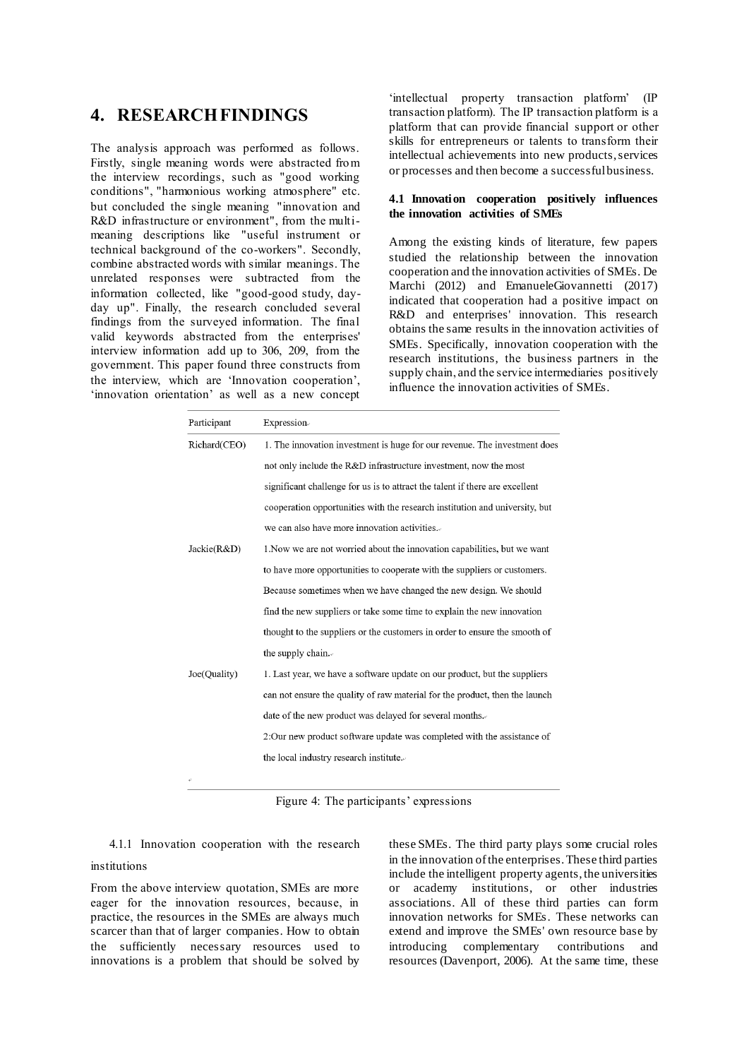## 4. RESEARCH FINDINGS

The analysis approach was performed as follows. Firstly, single meaning words were abstracted from the interview recordings, such as "good working conditions", "harmonious working atmosphere" etc. but concluded the single meaning "innovation and R&D infrastructure or environment", from the multi-meaning descriptions like "useful instrument or technical background of the co-workers". Secondly, combine abstracted words with similar meanings. The unrelated responses were subtracted from the information collected, like "good-good study, day-day up". Finally, the research concluded several findings from the surveyed information. The final valid keywords abstracted from the enterprises' interview information add up to 306, 209, from the government. This paper found three constructs from the interview, which are 'Innovation cooperation', 'innovation orientation' as well as a new concept 'intellectual property transaction platform' (IP transaction platform). The IP transaction platform is a platform that can provide financial support or other skills for entrepreneurs or talents to transform their intellectual achievements into new products, services or processes and then become a successful business.

### 4.1 Innovation cooperation positively influences the innovation activities of SMEs

Among the existing kinds of literature, few papers studied the relationship between the innovation cooperation and the innovation activities of SMEs. De Marchi (2012) and EmanueleGiovannetti (2017) indicated that cooperation had a positive impact on R&D and enterprises' innovation. This research obtains the same results in the innovation activities of SMEs. Specifically, innovation cooperation with the research institutions, the business partners in the supply chain, and the service intermediaries positively influence the innovation activities of SMEs.

| Participant | Expression |
|---|---|
| Richard(CEO) | 1. The innovation investment is huge for our revenue. The investment does not only include the R&D infrastructure investment, now the most significant challenge for us is to attract the talent if there are excellent cooperation opportunities with the research institution and university, but we can also have more innovation activities. |
| Jackie(R&D) | 1.Now we are not worried about the innovation capabilities, but we want to have more opportunities to cooperate with the suppliers or customers. Because sometimes when we have changed the new design. We should find the new suppliers or take some time to explain the new innovation thought to the suppliers or the customers in order to ensure the smooth of the supply chain. |
| Joe(Quality) | 1. Last year, we have a software update on our product, but the suppliers can not ensure the quality of raw material for the product, then the launch date of the new product was delayed for several months.<br>2:Our new product software update was completed with the assistance of the local industry research institute. |

Figure 4: The participants' expressions

#### 4.1.1 Innovation cooperation with the research institutions

From the above interview quotation, SMEs are more eager for the innovation resources, because, in practice, the resources in the SMEs are always much scarcer than that of larger companies. How to obtain the sufficiently necessary resources used to innovations is a problem that should be solved by these SMEs. The third party plays some crucial roles in the innovation of the enterprises. These third parties include the intelligent property agents, the universities or academy institutions, or other industries associations. All of these third parties can form innovation networks for SMEs. These networks can extend and improve the SMEs' own resource base by introducing complementary contributions and resources (Davenport, 2006). At the same time, these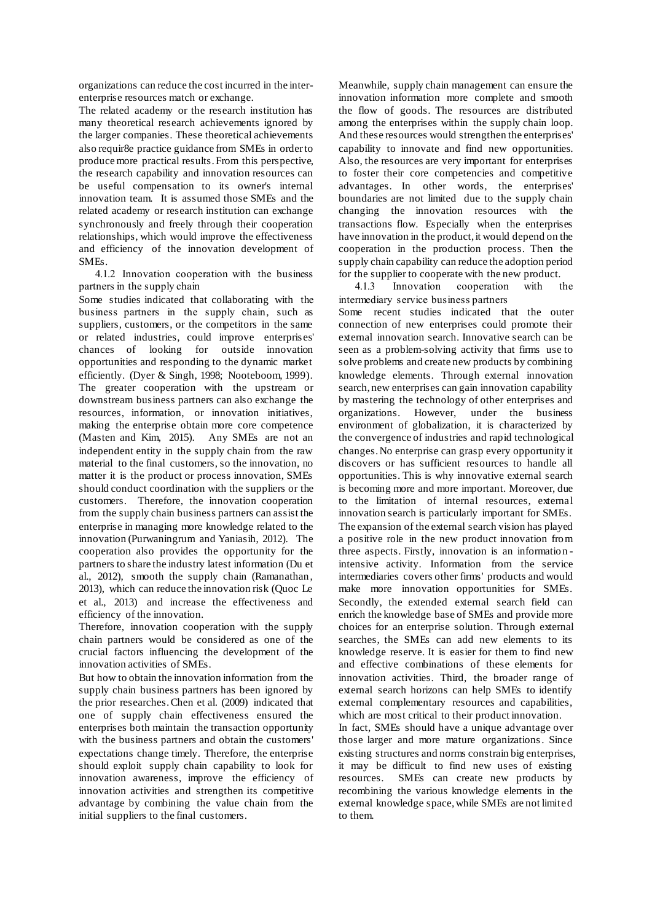organizations can reduce the cost incurred in the inter-enterprise resources match or exchange.

The related academy or the research institution has many theoretical research achievements ignored by the larger companies. These theoretical achievements also requir8e practice guidance from SMEs in order to produce more practical results. From this perspective, the research capability and innovation resources can be useful compensation to its owner's internal innovation team. It is assumed those SMEs and the related academy or research institution can exchange synchronously and freely through their cooperation relationships, which would improve the effectiveness and efficiency of the innovation development of SMEs.

### 4.1.2 Innovation cooperation with the business partners in the supply chain

Some studies indicated that collaborating with the business partners in the supply chain, such as suppliers, customers, or the competitors in the same or related industries, could improve enterprises' chances of looking for outside innovation opportunities and responding to the dynamic market efficiently. (Dyer & Singh, 1998; Nooteboom, 1999). The greater cooperation with the upstream or downstream business partners can also exchange the resources, information, or innovation initiatives, making the enterprise obtain more core competence (Masten and Kim, 2015). Any SMEs are not an independent entity in the supply chain from the raw material to the final customers, so the innovation, no matter it is the product or process innovation, SMEs should conduct coordination with the suppliers or the customers. Therefore, the innovation cooperation from the supply chain business partners can assist the enterprise in managing more knowledge related to the innovation (Purwaningrum and Yaniasih, 2012). The cooperation also provides the opportunity for the partners to share the industry latest information (Du et al., 2012), smooth the supply chain (Ramanathan, 2013), which can reduce the innovation risk (Quoc Le et al., 2013) and increase the effectiveness and efficiency of the innovation.

Therefore, innovation cooperation with the supply chain partners would be considered as one of the crucial factors influencing the development of the innovation activities of SMEs.

But how to obtain the innovation information from the supply chain business partners has been ignored by the prior researches. Chen et al. (2009) indicated that one of supply chain effectiveness ensured the enterprises both maintain the transaction opportunity with the business partners and obtain the customers' expectations change timely. Therefore, the enterprise should exploit supply chain capability to look for innovation awareness, improve the efficiency of innovation activities and strengthen its competitive advantage by combining the value chain from the initial suppliers to the final customers.

Meanwhile, supply chain management can ensure the innovation information more complete and smooth the flow of goods. The resources are distributed among the enterprises within the supply chain loop. And these resources would strengthen the enterprises' capability to innovate and find new opportunities. Also, the resources are very important for enterprises to foster their core competencies and competitive advantages. In other words, the enterprises' boundaries are not limited due to the supply chain changing the innovation resources with the transactions flow. Especially when the enterprises have innovation in the product, it would depend on the cooperation in the production process. Then the supply chain capability can reduce the adoption period for the supplier to cooperate with the new product.

### 4.1.3 Innovation cooperation with the intermediary service business partners

Some recent studies indicated that the outer connection of new enterprises could promote their external innovation search. Innovative search can be seen as a problem-solving activity that firms use to solve problems and create new products by combining knowledge elements. Through external innovation search, new enterprises can gain innovation capability by mastering the technology of other enterprises and organizations. However, under the business environment of globalization, it is characterized by the convergence of industries and rapid technological changes. No enterprise can grasp every opportunity it discovers or has sufficient resources to handle all opportunities. This is why innovative external search is becoming more and more important. Moreover, due to the limitation of internal resources, external innovation search is particularly important for SMEs. The expansion of the external search vision has played a positive role in the new product innovation from three aspects. Firstly, innovation is an information-intensive activity. Information from the service intermediaries covers other firms' products and would make more innovation opportunities for SMEs. Secondly, the extended external search field can enrich the knowledge base of SMEs and provide more choices for an enterprise solution. Through external searches, the SMEs can add new elements to its knowledge reserve. It is easier for them to find new and effective combinations of these elements for innovation activities. Third, the broader range of external search horizons can help SMEs to identify external complementary resources and capabilities, which are most critical to their product innovation.

In fact, SMEs should have a unique advantage over those larger and more mature organizations. Since existing structures and norms constrain big enterprises, it may be difficult to find new uses of existing resources. SMEs can create new products by recombining the various knowledge elements in the external knowledge space, while SMEs are not limited to them.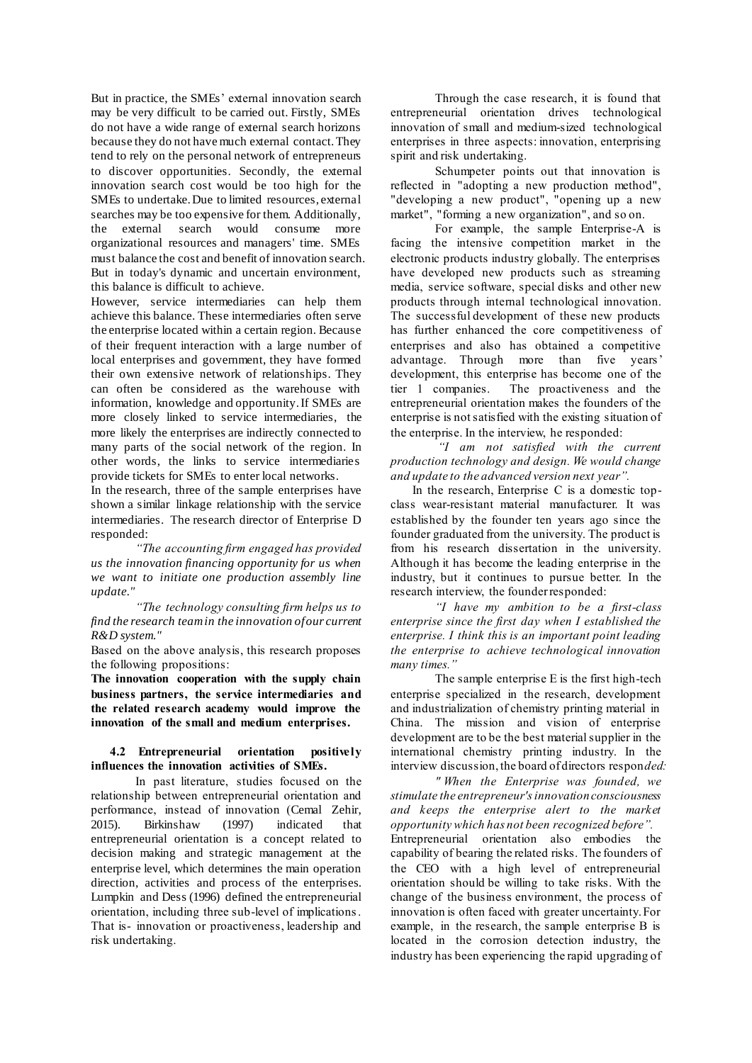But in practice, the SMEs' external innovation search may be very difficult to be carried out. Firstly, SMEs do not have a wide range of external search horizons because they do not have much external contact. They tend to rely on the personal network of entrepreneurs to discover opportunities. Secondly, the external innovation search cost would be too high for the SMEs to undertake. Due to limited resources, external searches may be too expensive for them. Additionally, the external search would consume more organizational resources and managers' time. SMEs must balance the cost and benefit of innovation search. But in today's dynamic and uncertain environment, this balance is difficult to achieve.

However, service intermediaries can help them achieve this balance. These intermediaries often serve the enterprise located within a certain region. Because of their frequent interaction with a large number of local enterprises and government, they have formed their own extensive network of relationships. They can often be considered as the warehouse with information, knowledge and opportunity. If SMEs are more closely linked to service intermediaries, the more likely the enterprises are indirectly connected to many parts of the social network of the region. In other words, the links to service intermediaries provide tickets for SMEs to enter local networks.

In the research, three of the sample enterprises have shown a similar linkage relationship with the service intermediaries. The research director of Enterprise D responded:

*"The accounting firm engaged has provided us the innovation financing opportunity for us when we want to initiate one production assembly line update."*

*"The technology consulting firm helps us to find the research team in the innovation of our current R&D system."*

Based on the above analysis, this research proposes the following propositions:

**The innovation cooperation with the supply chain business partners, the service intermediaries and the related research academy would improve the innovation of the small and medium enterprises.**

### 4.2 Entrepreneurial orientation positively influences the innovation activities of SMEs.

In past literature, studies focused on the relationship between entrepreneurial orientation and performance, instead of innovation (Cemal Zehir, 2015). Birkinshaw (1997) indicated that entrepreneurial orientation is a concept related to decision making and strategic management at the enterprise level, which determines the main operation direction, activities and process of the enterprises. Lumpkin and Dess (1996) defined the entrepreneurial orientation, including three sub-level of implications. That is- innovation or proactiveness, leadership and risk undertaking.

Through the case research, it is found that entrepreneurial orientation drives technological innovation of small and medium-sized technological enterprises in three aspects: innovation, enterprising spirit and risk undertaking.

Schumpeter points out that innovation is reflected in "adopting a new production method", "developing a new product", "opening up a new market", "forming a new organization", and so on.

For example, the sample Enterprise-A is facing the intensive competition market in the electronic products industry globally. The enterprises have developed new products such as streaming media, service software, special disks and other new products through internal technological innovation. The successful development of these new products has further enhanced the core competitiveness of enterprises and also has obtained a competitive advantage. Through more than five years' development, this enterprise has become one of the tier 1 companies. The proactiveness and the entrepreneurial orientation makes the founders of the enterprise is not satisfied with the existing situation of the enterprise. In the interview, he responded:

*"I am not satisfied with the current production technology and design. We would change and update to the advanced version next year".*

In the research, Enterprise C is a domestic top-class wear-resistant material manufacturer. It was established by the founder ten years ago since the founder graduated from the university. The product is from his research dissertation in the university. Although it has become the leading enterprise in the industry, but it continues to pursue better. In the research interview, the founder responded:

*"I have my ambition to be a first-class enterprise since the first day when I established the enterprise. I think this is an important point leading the enterprise to achieve technological innovation many times."*

The sample enterprise E is the first high-tech enterprise specialized in the research, development and industrialization of chemistry printing material in China. The mission and vision of enterprise development are to be the best material supplier in the international chemistry printing industry. In the interview discussion, the board of directors responded:

*" When the Enterprise was founded, we stimulate the entrepreneur's innovation consciousness and keeps the enterprise alert to the market opportunity which has not been recognized before".*

Entrepreneurial orientation also embodies the capability of bearing the related risks. The founders of the CEO with a high level of entrepreneurial orientation should be willing to take risks. With the change of the business environment, the process of innovation is often faced with greater uncertainty. For example, in the research, the sample enterprise B is located in the corrosion detection industry, the industry has been experiencing the rapid upgrading of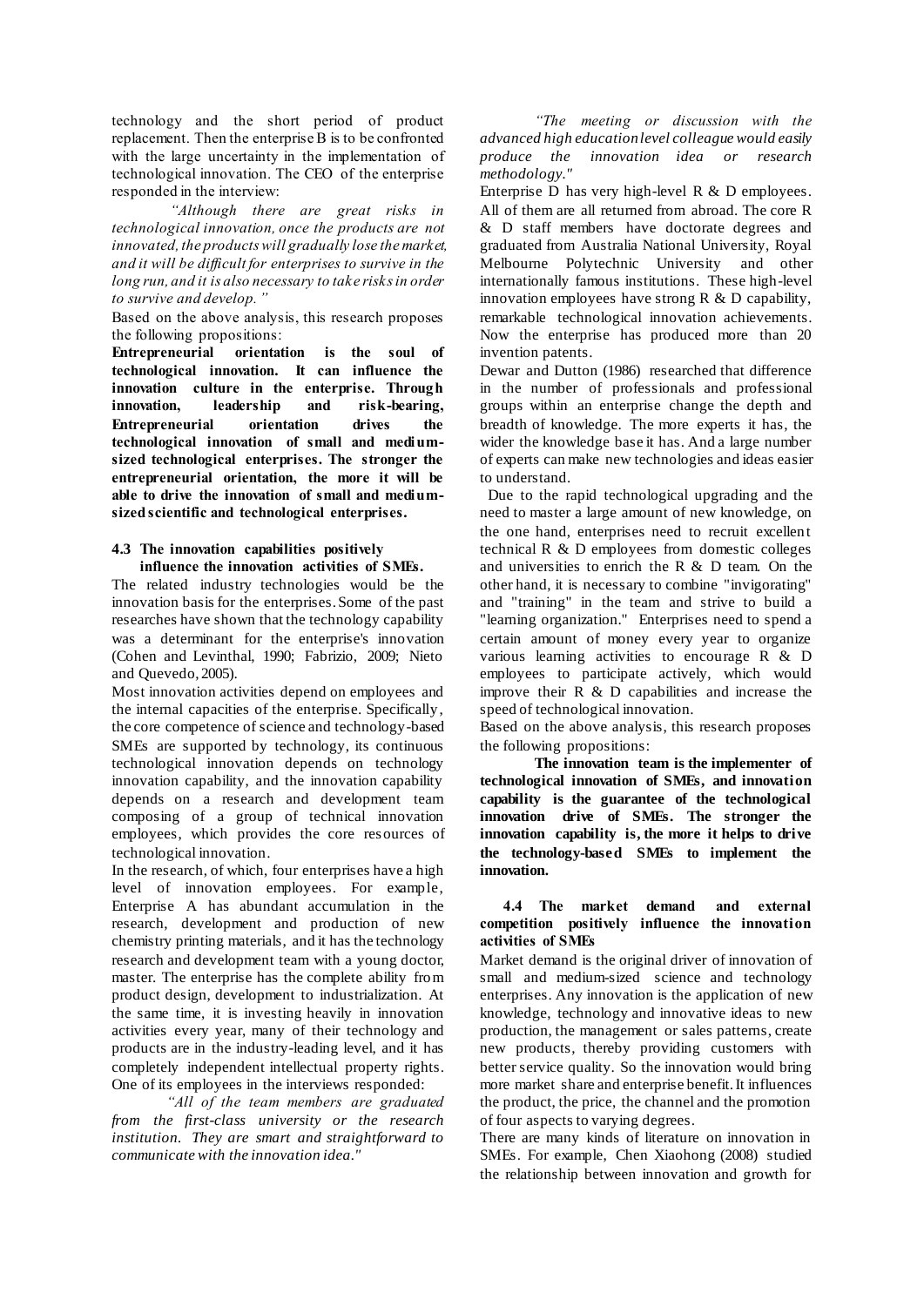technology and the short period of product replacement. Then the enterprise B is to be confronted with the large uncertainty in the implementation of technological innovation. The CEO of the enterprise responded in the interview:

*"Although there are great risks in technological innovation, once the products are not innovated, the products will gradually lose the market, and it will be difficult for enterprises to survive in the long run, and it is also necessary to take risks in order to survive and develop."*

Based on the above analysis, this research proposes the following propositions:

**Entrepreneurial orientation is the soul of technological innovation. It can influence the innovation culture in the enterprise. Through innovation, leadership and risk-bearing, Entrepreneurial orientation drives the technological innovation of small and medium-sized technological enterprises. The stronger the entrepreneurial orientation, the more it will be able to drive the innovation of small and medium-sized scientific and technological enterprises.**

### 4.3 The innovation capabilities positively influence the innovation activities of SMEs.

The related industry technologies would be the innovation basis for the enterprises. Some of the past researches have shown that the technology capability was a determinant for the enterprise's innovation (Cohen and Levinthal, 1990; Fabrizio, 2009; Nieto and Quevedo, 2005).

Most innovation activities depend on employees and the internal capacities of the enterprise. Specifically, the core competence of science and technology-based SMEs are supported by technology, its continuous technological innovation depends on technology innovation capability, and the innovation capability depends on a research and development team composing of a group of technical innovation employees, which provides the core resources of technological innovation.

In the research, of which, four enterprises have a high level of innovation employees. For example, Enterprise A has abundant accumulation in the research, development and production of new chemistry printing materials, and it has the technology research and development team with a young doctor, master. The enterprise has the complete ability from product design, development to industrialization. At the same time, it is investing heavily in innovation activities every year, many of their technology and products are in the industry-leading level, and it has completely independent intellectual property rights. One of its employees in the interviews responded:

*"All of the team members are graduated from the first-class university or the research institution. They are smart and straightforward to communicate with the innovation idea."*

*"The meeting or discussion with the advanced high education level colleague would easily produce the innovation idea or research methodology."*

Enterprise D has very high-level R & D employees. All of them are all returned from abroad. The core R & D staff members have doctorate degrees and graduated from Australia National University, Royal Melbourne Polytechnic University and other internationally famous institutions. These high-level innovation employees have strong R & D capability, remarkable technological innovation achievements. Now the enterprise has produced more than 20 invention patents.

Dewar and Dutton (1986) researched that difference in the number of professionals and professional groups within an enterprise change the depth and breadth of knowledge. The more experts it has, the wider the knowledge base it has. And a large number of experts can make new technologies and ideas easier to understand.

Due to the rapid technological upgrading and the need to master a large amount of new knowledge, on the one hand, enterprises need to recruit excellent technical R & D employees from domestic colleges and universities to enrich the R & D team. On the other hand, it is necessary to combine "invigorating" and "training" in the team and strive to build a "learning organization." Enterprises need to spend a certain amount of money every year to organize various learning activities to encourage R & D employees to participate actively, which would improve their R & D capabilities and increase the speed of technological innovation.

Based on the above analysis, this research proposes the following propositions:

**The innovation team is the implementer of technological innovation of SMEs, and innovation capability is the guarantee of the technological innovation drive of SMEs. The stronger the innovation capability is, the more it helps to drive the technology-based SMEs to implement the innovation.**

### 4.4 The market demand and external competition positively influence the innovation activities of SMEs

Market demand is the original driver of innovation of small and medium-sized science and technology enterprises. Any innovation is the application of new knowledge, technology and innovative ideas to new production, the management or sales patterns, create new products, thereby providing customers with better service quality. So the innovation would bring more market share and enterprise benefit. It influences the product, the price, the channel and the promotion of four aspects to varying degrees.

There are many kinds of literature on innovation in SMEs. For example, Chen Xiaohong (2008) studied the relationship between innovation and growth for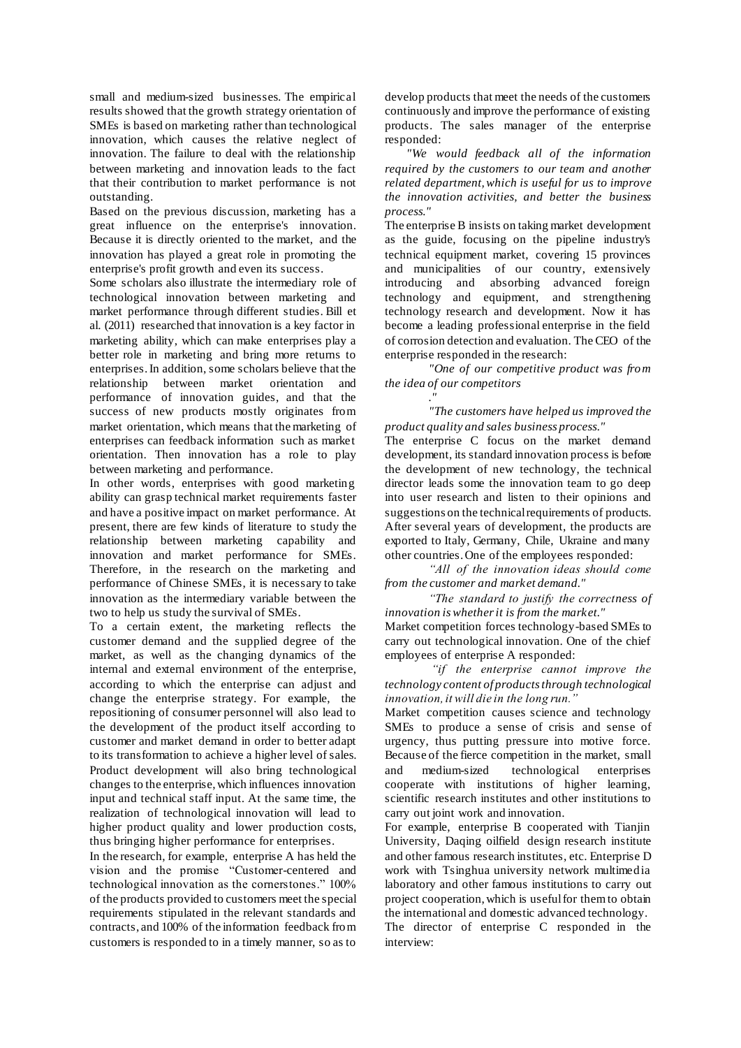small and medium-sized businesses. The empirical results showed that the growth strategy orientation of SMEs is based on marketing rather than technological innovation, which causes the relative neglect of innovation. The failure to deal with the relationship between marketing and innovation leads to the fact that their contribution to market performance is not outstanding.

Based on the previous discussion, marketing has a great influence on the enterprise's innovation. Because it is directly oriented to the market, and the innovation has played a great role in promoting the enterprise's profit growth and even its success.

Some scholars also illustrate the intermediary role of technological innovation between marketing and market performance through different studies. Bill et al. (2011) researched that innovation is a key factor in marketing ability, which can make enterprises play a better role in marketing and bring more returns to enterprises. In addition, some scholars believe that the relationship between market orientation and performance of innovation guides, and that the success of new products mostly originates from market orientation, which means that the marketing of enterprises can feedback information such as market orientation. Then innovation has a role to play between marketing and performance.

In other words, enterprises with good marketing ability can grasp technical market requirements faster and have a positive impact on market performance. At present, there are few kinds of literature to study the relationship between marketing capability and innovation and market performance for SMEs. Therefore, in the research on the marketing and performance of Chinese SMEs, it is necessary to take innovation as the intermediary variable between the two to help us study the survival of SMEs.

To a certain extent, the marketing reflects the customer demand and the supplied degree of the market, as well as the changing dynamics of the internal and external environment of the enterprise, according to which the enterprise can adjust and change the enterprise strategy. For example, the repositioning of consumer personnel will also lead to the development of the product itself according to customer and market demand in order to better adapt to its transformation to achieve a higher level of sales. Product development will also bring technological changes to the enterprise, which influences innovation input and technical staff input. At the same time, the realization of technological innovation will lead to higher product quality and lower production costs, thus bringing higher performance for enterprises.

In the research, for example, enterprise A has held the vision and the promise "Customer-centered and technological innovation as the cornerstones." 100% of the products provided to customers meet the special requirements stipulated in the relevant standards and contracts, and 100% of the information feedback from customers is responded to in a timely manner, so as to develop products that meet the needs of the customers continuously and improve the performance of existing products. The sales manager of the enterprise responded:

*"We would feedback all of the information required by the customers to our team and another related department, which is useful for us to improve the innovation activities, and better the business process."*

The enterprise B insists on taking market development as the guide, focusing on the pipeline industry's technical equipment market, covering 15 provinces and municipalities of our country, extensively introducing and absorbing advanced foreign technology and equipment, and strengthening technology research and development. Now it has become a leading professional enterprise in the field of corrosion detection and evaluation. The CEO of the enterprise responded in the research:

*"One of our competitive product was from the idea of our competitors ."*

*"The customers have helped us improved the product quality and sales business process."*

The enterprise C focus on the market demand development, its standard innovation process is before the development of new technology, the technical director leads some the innovation team to go deep into user research and listen to their opinions and suggestions on the technical requirements of products. After several years of development, the products are exported to Italy, Germany, Chile, Ukraine and many other countries. One of the employees responded:

*"All of the innovation ideas should come from the customer and market demand."*

*"The standard to justify the correctness of innovation is whether it is from the market."*

Market competition forces technology-based SMEs to carry out technological innovation. One of the chief employees of enterprise A responded:

*"if the enterprise cannot improve the technology content of products through technological innovation, it will die in the long run."*

Market competition causes science and technology SMEs to produce a sense of crisis and sense of urgency, thus putting pressure into motive force. Because of the fierce competition in the market, small and medium-sized technological enterprises cooperate with institutions of higher learning, scientific research institutes and other institutions to carry out joint work and innovation.

For example, enterprise B cooperated with Tianjin University, Daqing oilfield design research institute and other famous research institutes, etc. Enterprise D work with Tsinghua university network multimedia laboratory and other famous institutions to carry out project cooperation, which is useful for them to obtain the international and domestic advanced technology.

The director of enterprise C responded in the interview: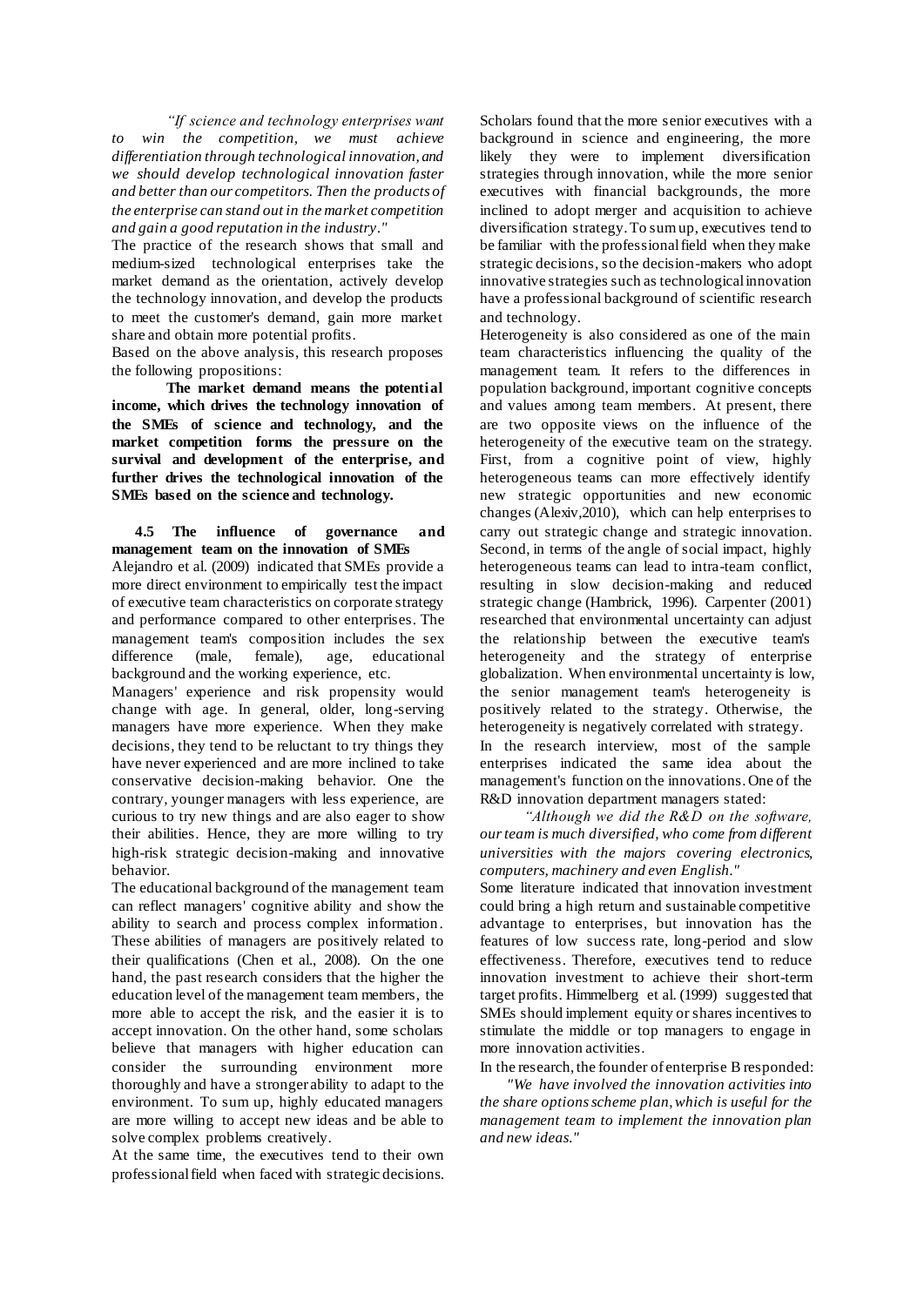*"If science and technology enterprises want to win the competition, we must achieve differentiation through technological innovation, and we should develop technological innovation faster and better than our competitors. Then the products of the enterprise can stand out in the market competition and gain a good reputation in the industry."*

The practice of the research shows that small and medium-sized technological enterprises take the market demand as the orientation, actively develop the technology innovation, and develop the products to meet the customer's demand, gain more market share and obtain more potential profits.

Based on the above analysis, this research proposes the following propositions:

**The market demand means the potential income, which drives the technology innovation of the SMEs of science and technology, and the market competition forms the pressure on the survival and development of the enterprise, and further drives the technological innovation of the SMEs based on the science and technology.**

### 4.5 The influence of governance and management team on the innovation of SMEs

Alejandro et al. (2009) indicated that SMEs provide a more direct environment to empirically test the impact of executive team characteristics on corporate strategy and performance compared to other enterprises. The management team's composition includes the sex difference (male, female), age, educational background and the working experience, etc.

Managers' experience and risk propensity would change with age. In general, older, long-serving managers have more experience. When they make decisions, they tend to be reluctant to try things they have never experienced and are more inclined to take conservative decision-making behavior. One the contrary, younger managers with less experience, are curious to try new things and are also eager to show their abilities. Hence, they are more willing to try high-risk strategic decision-making and innovative behavior.

The educational background of the management team can reflect managers' cognitive ability and show the ability to search and process complex information. These abilities of managers are positively related to their qualifications (Chen et al., 2008). On the one hand, the past research considers that the higher the education level of the management team members, the more able to accept the risk, and the easier it is to accept innovation. On the other hand, some scholars believe that managers with higher education can consider the surrounding environment more thoroughly and have a stronger ability to adapt to the environment. To sum up, highly educated managers are more willing to accept new ideas and be able to solve complex problems creatively.

At the same time, the executives tend to their own professional field when faced with strategic decisions. Scholars found that the more senior executives with a background in science and engineering, the more likely they were to implement diversification strategies through innovation, while the more senior executives with financial backgrounds, the more inclined to adopt merger and acquisition to achieve diversification strategy. To sum up, executives tend to be familiar with the professional field when they make strategic decisions, so the decision-makers who adopt innovative strategies such as technological innovation have a professional background of scientific research and technology.

Heterogeneity is also considered as one of the main team characteristics influencing the quality of the management team. It refers to the differences in population background, important cognitive concepts and values among team members. At present, there are two opposite views on the influence of the heterogeneity of the executive team on the strategy. First, from a cognitive point of view, highly heterogeneous teams can more effectively identify new strategic opportunities and new economic changes (Alexiv,2010), which can help enterprises to carry out strategic change and strategic innovation. Second, in terms of the angle of social impact, highly heterogeneous teams can lead to intra-team conflict, resulting in slow decision-making and reduced strategic change (Hambrick, 1996). Carpenter (2001) researched that environmental uncertainty can adjust the relationship between the executive team's heterogeneity and the strategy of enterprise globalization. When environmental uncertainty is low, the senior management team's heterogeneity is positively related to the strategy. Otherwise, the heterogeneity is negatively correlated with strategy.

In the research interview, most of the sample enterprises indicated the same idea about the management's function on the innovations. One of the R&D innovation department managers stated:

*"Although we did the R&D on the software, our team is much diversified, who come from different universities with the majors covering electronics, computers, machinery and even English."*

Some literature indicated that innovation investment could bring a high return and sustainable competitive advantage to enterprises, but innovation has the features of low success rate, long-period and slow effectiveness. Therefore, executives tend to reduce innovation investment to achieve their short-term target profits. Himmelberg et al. (1999) suggested that SMEs should implement equity or shares incentives to stimulate the middle or top managers to engage in more innovation activities.

In the research, the founder of enterprise B responded:

*"We have involved the innovation activities into the share options scheme plan, which is useful for the management team to implement the innovation plan and new ideas."*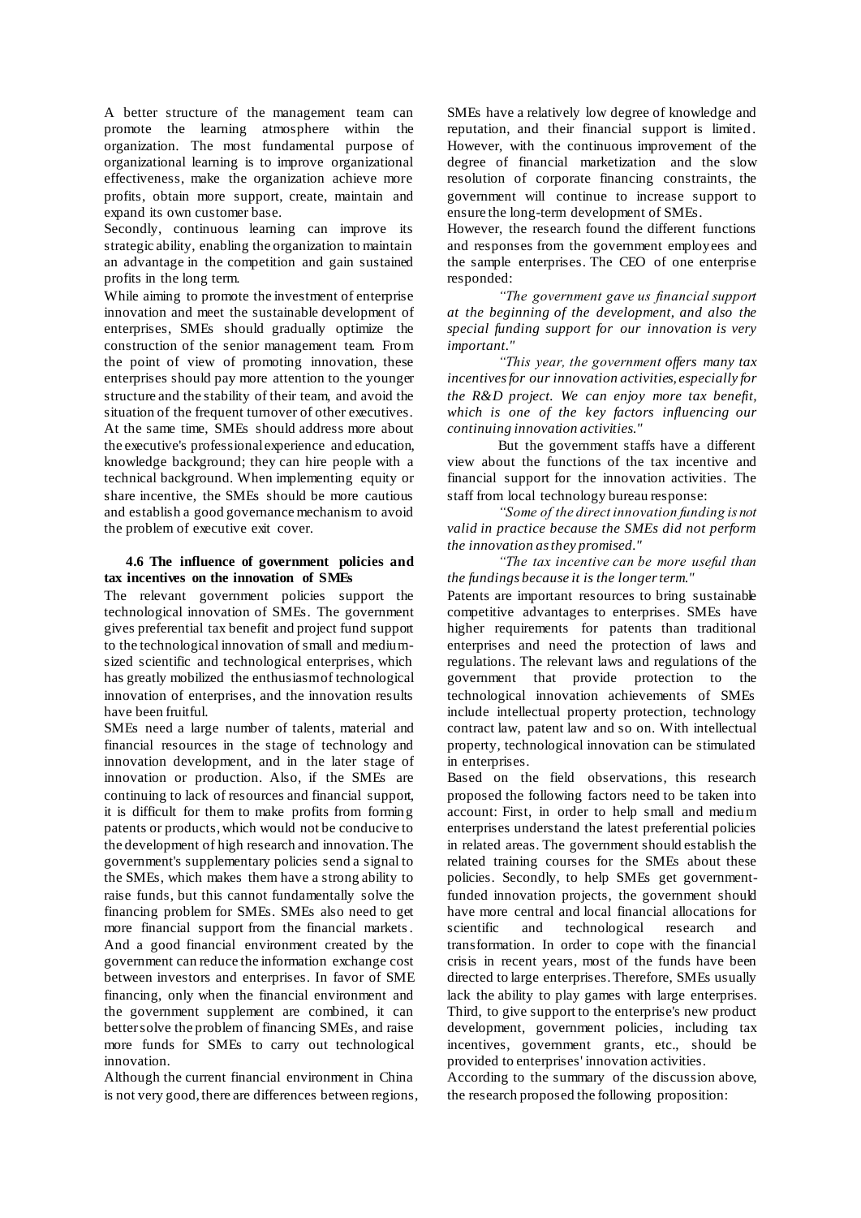A better structure of the management team can promote the learning atmosphere within the organization. The most fundamental purpose of organizational learning is to improve organizational effectiveness, make the organization achieve more profits, obtain more support, create, maintain and expand its own customer base.

Secondly, continuous learning can improve its strategic ability, enabling the organization to maintain an advantage in the competition and gain sustained profits in the long term.

While aiming to promote the investment of enterprise innovation and meet the sustainable development of enterprises, SMEs should gradually optimize the construction of the senior management team. From the point of view of promoting innovation, these enterprises should pay more attention to the younger structure and the stability of their team, and avoid the situation of the frequent turnover of other executives. At the same time, SMEs should address more about the executive's professional experience and education, knowledge background; they can hire people with a technical background. When implementing equity or share incentive, the SMEs should be more cautious and establish a good governance mechanism to avoid the problem of executive exit cover.

### 4.6 The influence of government policies and tax incentives on the innovation of SMEs

The relevant government policies support the technological innovation of SMEs. The government gives preferential tax benefit and project fund support to the technological innovation of small and medium-sized scientific and technological enterprises, which has greatly mobilized the enthusiasm of technological innovation of enterprises, and the innovation results have been fruitful.

SMEs need a large number of talents, material and financial resources in the stage of technology and innovation development, and in the later stage of innovation or production. Also, if the SMEs are continuing to lack of resources and financial support, it is difficult for them to make profits from forming patents or products, which would not be conducive to the development of high research and innovation. The government's supplementary policies send a signal to the SMEs, which makes them have a strong ability to raise funds, but this cannot fundamentally solve the financing problem for SMEs. SMEs also need to get more financial support from the financial markets. And a good financial environment created by the government can reduce the information exchange cost between investors and enterprises. In favor of SME financing, only when the financial environment and the government supplement are combined, it can better solve the problem of financing SMEs, and raise more funds for SMEs to carry out technological innovation.

Although the current financial environment in China is not very good, there are differences between regions, SMEs have a relatively low degree of knowledge and reputation, and their financial support is limited. However, with the continuous improvement of the degree of financial marketization and the slow resolution of corporate financing constraints, the government will continue to increase support to ensure the long-term development of SMEs.

However, the research found the different functions and responses from the government employees and the sample enterprises. The CEO of one enterprise responded:

*"The government gave us financial support at the beginning of the development, and also the special funding support for our innovation is very important."*

*"This year, the government offers many tax incentives for our innovation activities, especially for the R&D project. We can enjoy more tax benefit, which is one of the key factors influencing our continuing innovation activities."*

But the government staffs have a different view about the functions of the tax incentive and financial support for the innovation activities. The staff from local technology bureau response:

*"Some of the direct innovation funding is not valid in practice because the SMEs did not perform the innovation as they promised."*

*"The tax incentive can be more useful than the fundings because it is the longer term."*

Patents are important resources to bring sustainable competitive advantages to enterprises. SMEs have higher requirements for patents than traditional enterprises and need the protection of laws and regulations. The relevant laws and regulations of the government that provide protection to the technological innovation achievements of SMEs include intellectual property protection, technology contract law, patent law and so on. With intellectual property, technological innovation can be stimulated in enterprises.

Based on the field observations, this research proposed the following factors need to be taken into account: First, in order to help small and medium enterprises understand the latest preferential policies in related areas. The government should establish the related training courses for the SMEs about these policies. Secondly, to help SMEs get government-funded innovation projects, the government should have more central and local financial allocations for scientific and technological research and transformation. In order to cope with the financial crisis in recent years, most of the funds have been directed to large enterprises. Therefore, SMEs usually lack the ability to play games with large enterprises. Third, to give support to the enterprise's new product development, government policies, including tax incentives, government grants, etc., should be provided to enterprises' innovation activities.

According to the summary of the discussion above, the research proposed the following proposition: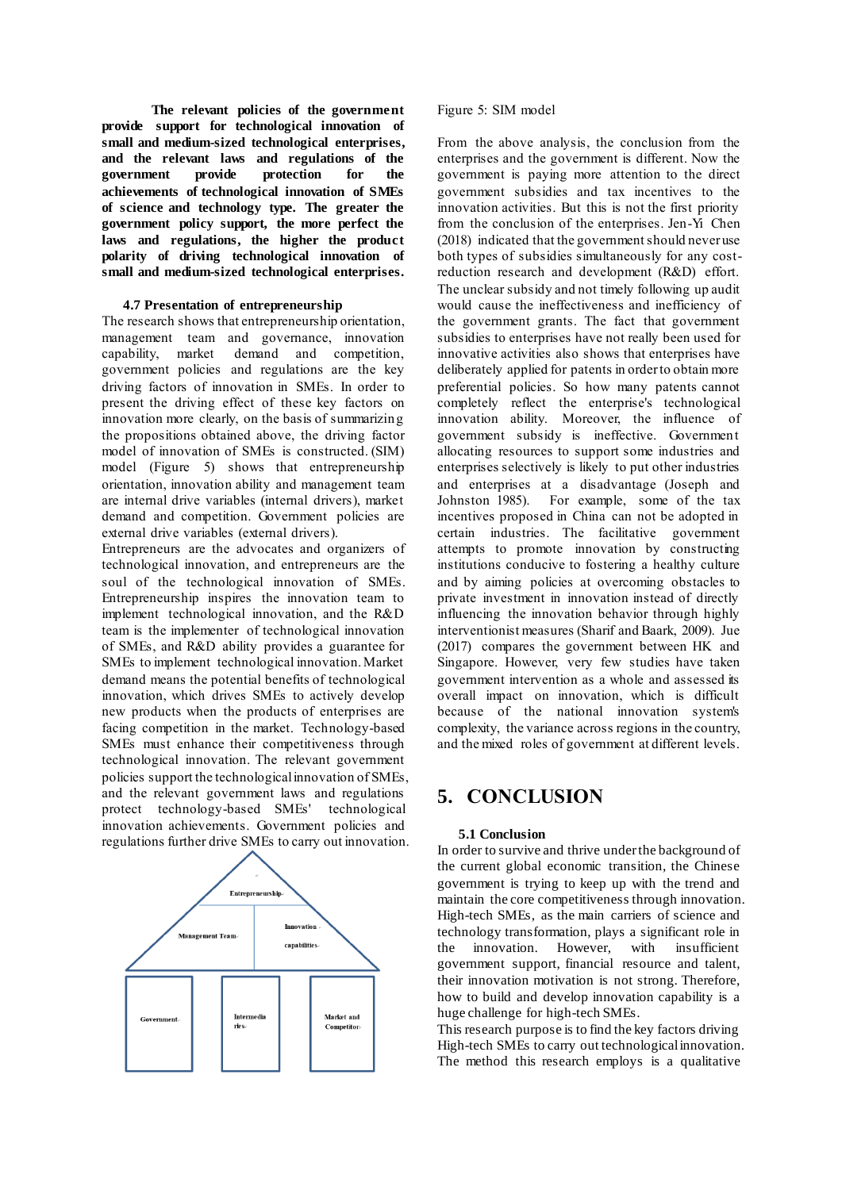**The relevant policies of the government provide support for technological innovation of small and medium-sized technological enterprises, and the relevant laws and regulations of the government provide protection for the achievements of technological innovation of SMEs of science and technology type. The greater the government policy support, the more perfect the laws and regulations, the higher the product polarity of driving technological innovation of small and medium-sized technological enterprises.**

### 4.7 Presentation of entrepreneurship

The research shows that entrepreneurship orientation, management team and governance, innovation capability, market demand and competition, government policies and regulations are the key driving factors of innovation in SMEs. In order to present the driving effect of these key factors on innovation more clearly, on the basis of summarizing the propositions obtained above, the driving factor model of innovation of SMEs is constructed. (SIM) model (Figure 5) shows that entrepreneurship orientation, innovation ability and management team are internal drive variables (internal drivers), market demand and competition. Government policies are external drive variables (external drivers).

Entrepreneurs are the advocates and organizers of technological innovation, and entrepreneurs are the soul of the technological innovation of SMEs. Entrepreneurship inspires the innovation team to implement technological innovation, and the R&D team is the implementer of technological innovation of SMEs, and R&D ability provides a guarantee for SMEs to implement technological innovation. Market demand means the potential benefits of technological innovation, which drives SMEs to actively develop new products when the products of enterprises are facing competition in the market. Technology-based SMEs must enhance their competitiveness through technological innovation. The relevant government policies support the technological innovation of SMEs, and the relevant government laws and regulations protect technology-based SMEs' technological innovation achievements. Government policies and regulations further drive SMEs to carry out innovation.

Entrepreneurship

Management Team | Innovation capabilities

Government | Intermediaries | Market and Competitor

Figure 5: SIM model

From the above analysis, the conclusion from the enterprises and the government is different. Now the government is paying more attention to the direct government subsidies and tax incentives to the innovation activities. But this is not the first priority from the conclusion of the enterprises. Jen-Yi Chen (2018) indicated that the government should never use both types of subsidies simultaneously for any cost-reduction research and development (R&D) effort. The unclear subsidy and not timely following up audit would cause the ineffectiveness and inefficiency of the government grants. The fact that government subsidies to enterprises have not really been used for innovative activities also shows that enterprises have deliberately applied for patents in order to obtain more preferential policies. So how many patents cannot completely reflect the enterprise's technological innovation ability. Moreover, the influence of government subsidy is ineffective. Government allocating resources to support some industries and enterprises selectively is likely to put other industries and enterprises at a disadvantage (Joseph and Johnston 1985). For example, some of the tax incentives proposed in China can not be adopted in certain industries. The facilitative government attempts to promote innovation by constructing institutions conducive to fostering a healthy culture and by aiming policies at overcoming obstacles to private investment in innovation instead of directly influencing the innovation behavior through highly interventionist measures (Sharif and Baark, 2009). Jue (2017) compares the government between HK and Singapore. However, very few studies have taken government intervention as a whole and assessed its overall impact on innovation, which is difficult because of the national innovation system's complexity, the variance across regions in the country, and the mixed roles of government at different levels.

## 5. CONCLUSION

### 5.1 Conclusion

In order to survive and thrive under the background of the current global economic transition, the Chinese government is trying to keep up with the trend and maintain the core competitiveness through innovation. High-tech SMEs, as the main carriers of science and technology transformation, plays a significant role in the innovation. However, with insufficient government support, financial resource and talent, their innovation motivation is not strong. Therefore, how to build and develop innovation capability is a huge challenge for high-tech SMEs.

This research purpose is to find the key factors driving High-tech SMEs to carry out technological innovation. The method this research employs is a qualitative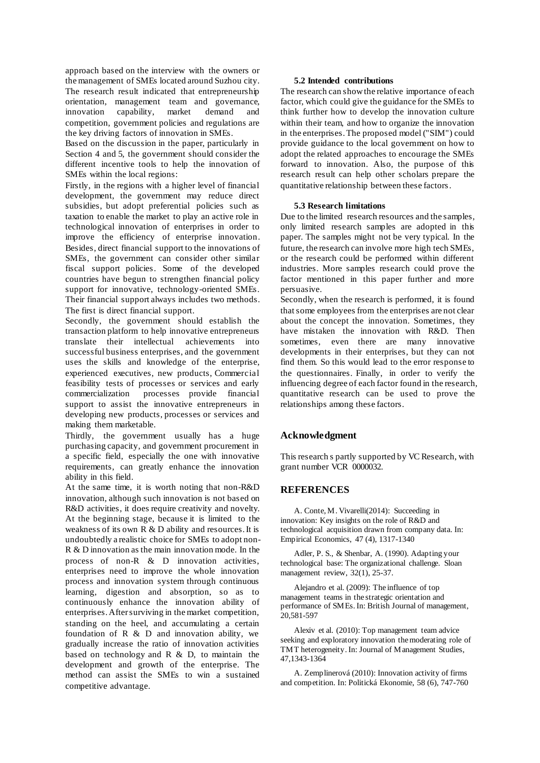approach based on the interview with the owners or the management of SMEs located around Suzhou city. The research result indicated that entrepreneurship orientation, management team and governance, innovation capability, market demand and competition, government policies and regulations are the key driving factors of innovation in SMEs.

Based on the discussion in the paper, particularly in Section 4 and 5, the government should consider the different incentive tools to help the innovation of SMEs within the local regions:

Firstly, in the regions with a higher level of financial development, the government may reduce direct subsidies, but adopt preferential policies such as taxation to enable the market to play an active role in technological innovation of enterprises in order to improve the efficiency of enterprise innovation. Besides, direct financial support to the innovations of SMEs, the government can consider other similar fiscal support policies. Some of the developed countries have begun to strengthen financial policy support for innovative, technology-oriented SMEs. Their financial support always includes two methods. The first is direct financial support.

Secondly, the government should establish the transaction platform to help innovative entrepreneurs translate their intellectual achievements into successful business enterprises, and the government uses the skills and knowledge of the enterprise, experienced executives, new products, Commercial feasibility tests of processes or services and early commercialization processes provide financial support to assist the innovative entrepreneurs in developing new products, processes or services and making them marketable.

Thirdly, the government usually has a huge purchasing capacity, and government procurement in a specific field, especially the one with innovative requirements, can greatly enhance the innovation ability in this field.

At the same time, it is worth noting that non-R&D innovation, although such innovation is not based on R&D activities, it does require creativity and novelty. At the beginning stage, because it is limited to the weakness of its own R & D ability and resources. It is undoubtedly a realistic choice for SMEs to adopt non-R & D innovation as the main innovation mode. In the process of non-R & D innovation activities, enterprises need to improve the whole innovation process and innovation system through continuous learning, digestion and absorption, so as to continuously enhance the innovation ability of enterprises. After surviving in the market competition, standing on the heel, and accumulating a certain foundation of R & D and innovation ability, we gradually increase the ratio of innovation activities based on technology and R & D, to maintain the development and growth of the enterprise. The method can assist the SMEs to win a sustained competitive advantage.

### 5.2 Intended contributions

The research can show the relative importance of each factor, which could give the guidance for the SMEs to think further how to develop the innovation culture within their team, and how to organize the innovation in the enterprises. The proposed model ("SIM") could provide guidance to the local government on how to adopt the related approaches to encourage the SMEs forward to innovation. Also, the purpose of this research result can help other scholars prepare the quantitative relationship between these factors.

### 5.3 Research limitations

Due to the limited research resources and the samples, only limited research samples are adopted in this paper. The samples might not be very typical. In the future, the research can involve more high tech SMEs, or the research could be performed within different industries. More samples research could prove the factor mentioned in this paper further and more persuasive.

Secondly, when the research is performed, it is found that some employees from the enterprises are not clear about the concept the innovation. Sometimes, they have mistaken the innovation with R&D. Then sometimes, even there are many innovative developments in their enterprises, but they can not find them. So this would lead to the error response to the questionnaires. Finally, in order to verify the influencing degree of each factor found in the research, quantitative research can be used to prove the relationships among these factors.

## Acknowledgment

This research s partly supported by VC Research, with grant number VCR 0000032.

## REFERENCES

A. Conte, M. Vivarelli(2014): Succeeding in innovation: Key insights on the role of R&D and technological acquisition drawn from company data. In: Empirical Economics, 47 (4), 1317-1340

Adler, P. S., & Shenbar, A. (1990). Adapting your technological base: The organizational challenge. Sloan management review, 32(1), 25-37.

Alejandro et al. (2009): The influence of top management teams in the strategic orientation and performance of SMEs. In: British Journal of management, 20,581-597

Alexiv et al. (2010): Top management team advice seeking and exploratory innovation the moderating role of TMT heterogeneity. In: Journal of Management Studies, 47,1343-1364

A. Zemplinerová (2010): Innovation activity of firms and competition. In: Politická Ekonomie, 58 (6), 747-760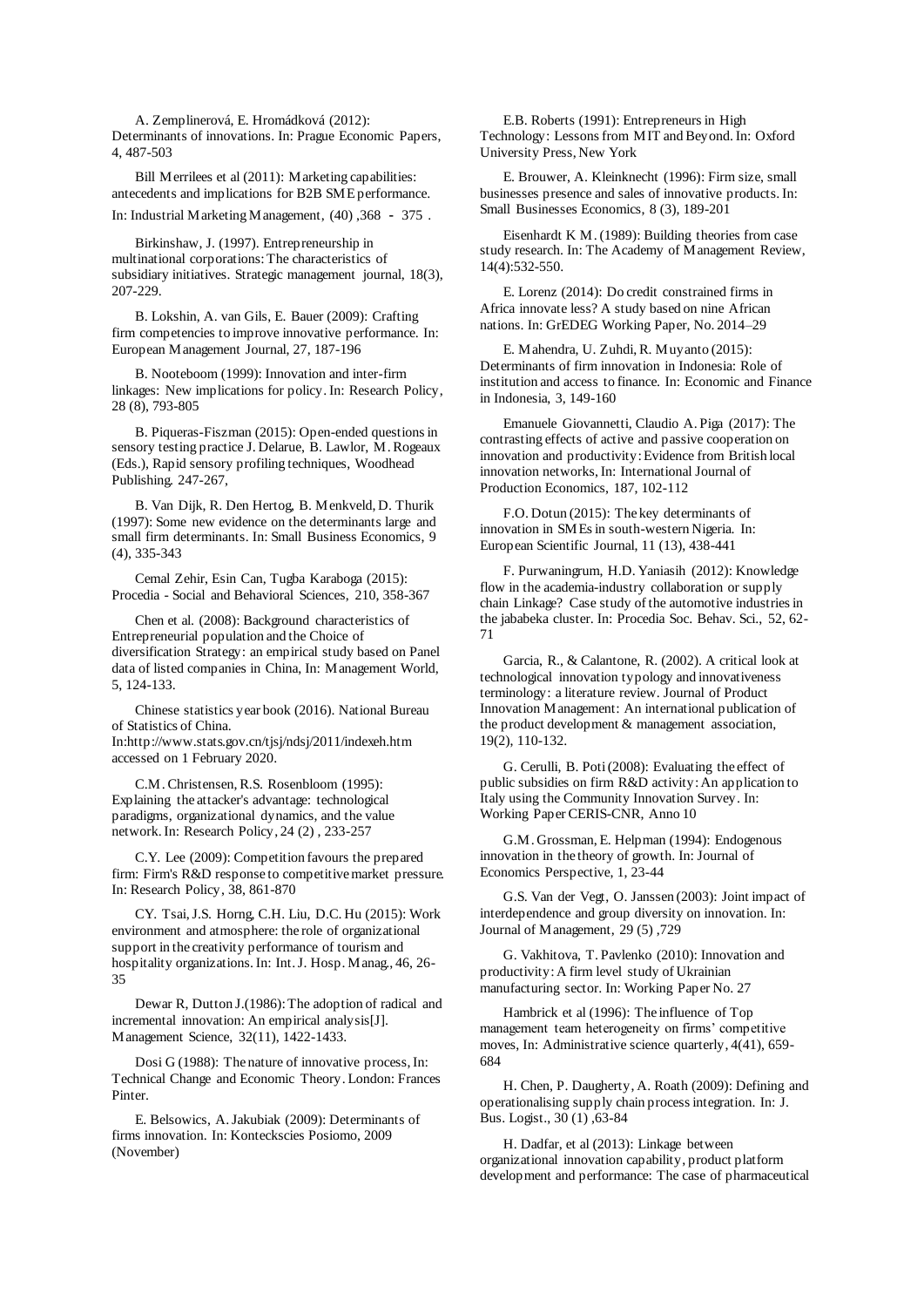A. Zemplinerová, E. Hromádková (2012): Determinants of innovations. In: Prague Economic Papers, 4, 487-503

Bill Merrilees et al (2011): Marketing capabilities: antecedents and implications for B2B SME performance. In: Industrial Marketing Management, (40) ,368 - 375 .

Birkinshaw, J. (1997). Entrepreneurship in multinational corporations: The characteristics of subsidiary initiatives. Strategic management journal, 18(3), 207-229.

B. Lokshin, A. van Gils, E. Bauer (2009): Crafting firm competencies to improve innovative performance. In: European Management Journal, 27, 187-196

B. Nooteboom (1999): Innovation and inter-firm linkages: New implications for policy. In: Research Policy, 28 (8), 793-805

B. Piqueras-Fiszman (2015): Open-ended questions in sensory testing practice J. Delarue, B. Lawlor, M. Rogeaux (Eds.), Rapid sensory profiling techniques, Woodhead Publishing. 247-267,

B. Van Dijk, R. Den Hertog, B. Menkveld, D. Thurik (1997): Some new evidence on the determinants large and small firm determinants. In: Small Business Economics, 9 (4), 335-343

Cemal Zehir, Esin Can, Tugba Karaboga (2015): Procedia - Social and Behavioral Sciences, 210, 358-367

Chen et al. (2008): Background characteristics of Entrepreneurial population and the Choice of diversification Strategy: an empirical study based on Panel data of listed companies in China, In: Management World, 5, 124-133.

Chinese statistics year book (2016). National Bureau of Statistics of China. In:http://www.stats.gov.cn/tjsj/ndsj/2011/indexeh.htm accessed on 1 February 2020.

C.M. Christensen, R.S. Rosenbloom (1995): Explaining the attacker's advantage: technological paradigms, organizational dynamics, and the value network. In: Research Policy, 24 (2) , 233-257

C.Y. Lee (2009): Competition favours the prepared firm: Firm's R&D response to competitive market pressure. In: Research Policy, 38, 861-870

CY. Tsai, J.S. Horng, C.H. Liu, D.C. Hu (2015): Work environment and atmosphere: the role of organizational support in the creativity performance of tourism and hospitality organizations. In: Int. J. Hosp. Manag., 46, 26-35

Dewar R, Dutton J.(1986): The adoption of radical and incremental innovation: An empirical analysis[J]. Management Science, 32(11), 1422-1433.

Dosi G (1988): The nature of innovative process, In: Technical Change and Economic Theory. London: Frances Pinter.

E. Belsowics, A. Jakubiak (2009): Determinants of firms innovation. In: Konteckscies Posiomo, 2009 (November)

E.B. Roberts (1991): Entrepreneurs in High Technology: Lessons from MIT and Beyond. In: Oxford University Press, New York

E. Brouwer, A. Kleinknecht (1996): Firm size, small businesses presence and sales of innovative products. In: Small Businesses Economics, 8 (3), 189-201

Eisenhardt K M. (1989): Building theories from case study research. In: The Academy of Management Review, 14(4):532-550.

E. Lorenz (2014): Do credit constrained firms in Africa innovate less? A study based on nine African nations. In: GrEDEG Working Paper, No. 2014–29

E. Mahendra, U. Zuhdi, R. Muyanto (2015): Determinants of firm innovation in Indonesia: Role of institution and access to finance. In: Economic and Finance in Indonesia, 3, 149-160

Emanuele Giovannetti, Claudio A. Piga (2017): The contrasting effects of active and passive cooperation on innovation and productivity: Evidence from British local innovation networks, In: International Journal of Production Economics, 187, 102-112

F.O. Dotun (2015): The key determinants of innovation in SMEs in south-western Nigeria. In: European Scientific Journal, 11 (13), 438-441

F. Purwaningrum, H.D. Yaniasih (2012): Knowledge flow in the academia-industry collaboration or supply chain Linkage? Case study of the automotive industries in the jababeka cluster. In: Procedia Soc. Behav. Sci., 52, 62-71

Garcia, R., & Calantone, R. (2002). A critical look at technological innovation typology and innovativeness terminology: a literature review. Journal of Product Innovation Management: An international publication of the product development & management association, 19(2), 110-132.

G. Cerulli, B. Poti (2008): Evaluating the effect of public subsidies on firm R&D activity: An application to Italy using the Community Innovation Survey. In: Working Paper CERIS-CNR, Anno 10

G.M. Grossman, E. Helpman (1994): Endogenous innovation in the theory of growth. In: Journal of Economics Perspective, 1, 23-44

G.S. Van der Vegt, O. Janssen (2003): Joint impact of interdependence and group diversity on innovation. In: Journal of Management, 29 (5) ,729

G. Vakhitova, T. Pavlenko (2010): Innovation and productivity: A firm level study of Ukrainian manufacturing sector. In: Working Paper No. 27

Hambrick et al (1996): The influence of Top management team heterogeneity on firms' competitive moves, In: Administrative science quarterly, 4(41), 659-684

H. Chen, P. Daugherty, A. Roath (2009): Defining and operationalising supply chain process integration. In: J. Bus. Logist., 30 (1) ,63-84

H. Dadfar, et al (2013): Linkage between organizational innovation capability, product platform development and performance: The case of pharmaceutical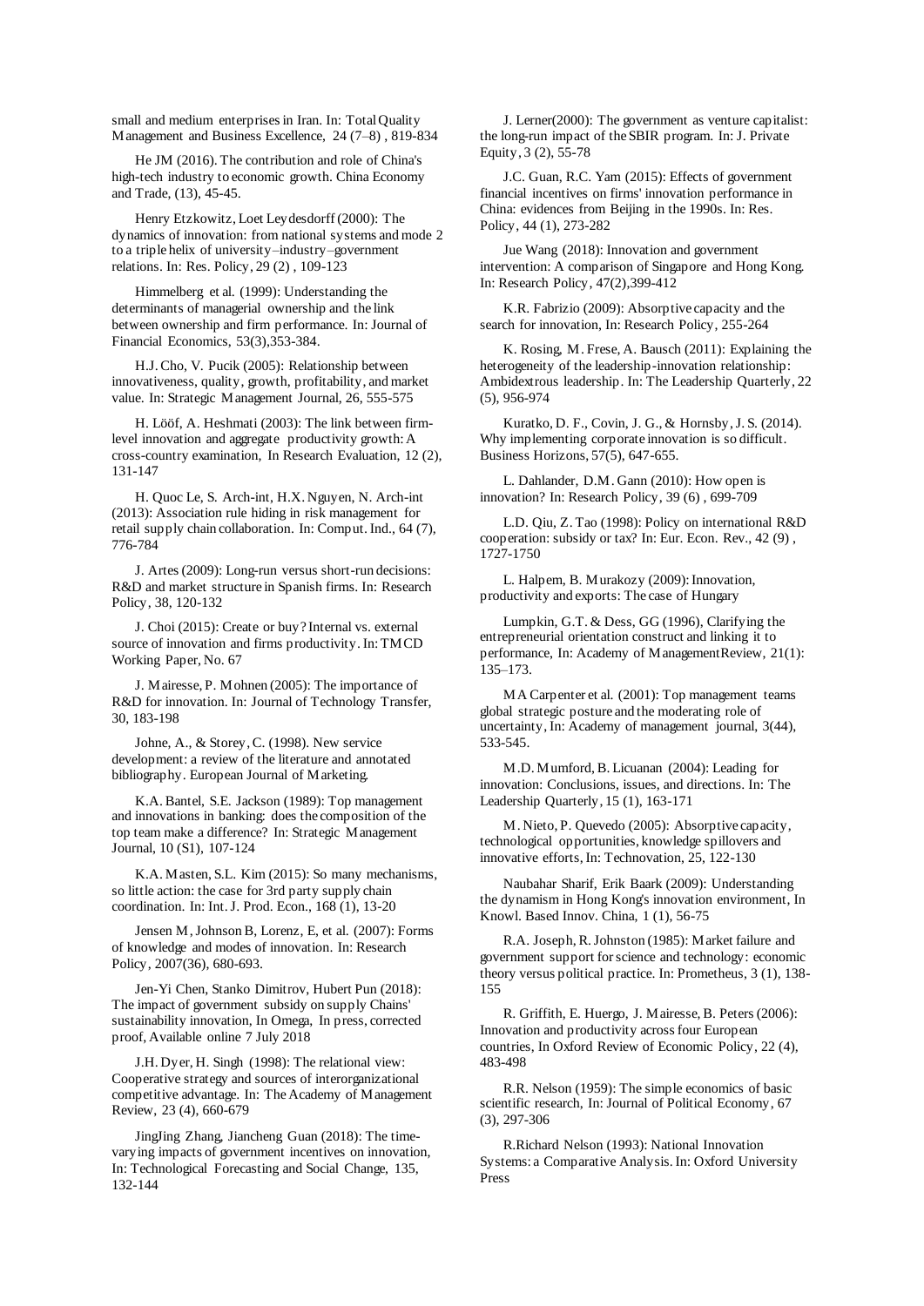small and medium enterprises in Iran. In: Total Quality Management and Business Excellence, 24 (7–8) , 819-834

He JM (2016). The contribution and role of China's high-tech industry to economic growth. China Economy and Trade, (13), 45-45.

Henry Etzkowitz, Loet Leydesdorff (2000): The dynamics of innovation: from national systems and mode 2 to a triple helix of university–industry–government relations. In: Res. Policy, 29 (2) , 109-123

Himmelberg et al. (1999): Understanding the determinants of managerial ownership and the link between ownership and firm performance. In: Journal of Financial Economics, 53(3),353-384.

H.J. Cho, V. Pucik (2005): Relationship between innovativeness, quality, growth, profitability, and market value. In: Strategic Management Journal, 26, 555-575

H. Lööf, A. Heshmati (2003): The link between firm-level innovation and aggregate productivity growth: A cross-country examination, In Research Evaluation, 12 (2), 131-147

H. Quoc Le, S. Arch-int, H.X. Nguyen, N. Arch-int (2013): Association rule hiding in risk management for retail supply chain collaboration. In: Comput. Ind., 64 (7), 776-784

J. Artes (2009): Long-run versus short-run decisions: R&D and market structure in Spanish firms. In: Research Policy, 38, 120-132

J. Choi (2015): Create or buy? Internal vs. external source of innovation and firms productivity. In: TMCD Working Paper, No. 67

J. Mairesse, P. Mohnen (2005): The importance of R&D for innovation. In: Journal of Technology Transfer, 30, 183-198

Johne, A., & Storey, C. (1998). New service development: a review of the literature and annotated bibliography. European Journal of Marketing.

K.A. Bantel, S.E. Jackson (1989): Top management and innovations in banking: does the composition of the top team make a difference? In: Strategic Management Journal, 10 (S1), 107-124

K.A. Masten, S.L. Kim (2015): So many mechanisms, so little action: the case for 3rd party supply chain coordination. In: Int. J. Prod. Econ., 168 (1), 13-20

Jensen M, Johnson B, Lorenz, E, et al. (2007): Forms of knowledge and modes of innovation. In: Research Policy, 2007(36), 680-693.

Jen-Yi Chen, Stanko Dimitrov, Hubert Pun (2018): The impact of government subsidy on supply Chains' sustainability innovation, In Omega, In press, corrected proof, Available online 7 July 2018

J.H. Dyer, H. Singh (1998): The relational view: Cooperative strategy and sources of interorganizational competitive advantage. In: The Academy of Management Review, 23 (4), 660-679

JingJing Zhang, Jiancheng Guan (2018): The time-varying impacts of government incentives on innovation, In: Technological Forecasting and Social Change, 135, 132-144

J. Lerner(2000): The government as venture capitalist: the long-run impact of the SBIR program. In: J. Private Equity, 3 (2), 55-78

J.C. Guan, R.C. Yam (2015): Effects of government financial incentives on firms' innovation performance in China: evidences from Beijing in the 1990s. In: Res. Policy, 44 (1), 273-282

Jue Wang (2018): Innovation and government intervention: A comparison of Singapore and Hong Kong. In: Research Policy, 47(2),399-412

K.R. Fabrizio (2009): Absorptive capacity and the search for innovation, In: Research Policy, 255-264

K. Rosing, M. Frese, A. Bausch (2011): Explaining the heterogeneity of the leadership-innovation relationship: Ambidextrous leadership. In: The Leadership Quarterly, 22 (5), 956-974

Kuratko, D. F., Covin, J. G., & Hornsby, J. S. (2014). Why implementing corporate innovation is so difficult. Business Horizons, 57(5), 647-655.

L. Dahlander, D.M. Gann (2010): How open is innovation? In: Research Policy, 39 (6) , 699-709

L.D. Qiu, Z. Tao (1998): Policy on international R&D cooperation: subsidy or tax? In: Eur. Econ. Rev., 42 (9) , 1727-1750

L. Halpem, B. Murakozy (2009): Innovation, productivity and exports: The case of Hungary

Lumpkin, G.T. & Dess, GG (1996), Clarifying the entrepreneurial orientation construct and linking it to performance, In: Academy of ManagementReview, 21(1): 135–173.

MA Carpenter et al. (2001): Top management teams global strategic posture and the moderating role of uncertainty, In: Academy of management journal, 3(44), 533-545.

M.D. Mumford, B. Licuanan (2004): Leading for innovation: Conclusions, issues, and directions. In: The Leadership Quarterly, 15 (1), 163-171

M. Nieto, P. Quevedo (2005): Absorptive capacity, technological opportunities, knowledge spillovers and innovative efforts, In: Technovation, 25, 122-130

Naubahar Sharif, Erik Baark (2009): Understanding the dynamism in Hong Kong's innovation environment, In Knowl. Based Innov. China, 1 (1), 56-75

R.A. Joseph, R. Johnston (1985): Market failure and government support for science and technology: economic theory versus political practice. In: Prometheus, 3 (1), 138-155

R. Griffith, E. Huergo, J. Mairesse, B. Peters (2006): Innovation and productivity across four European countries, In Oxford Review of Economic Policy, 22 (4), 483-498

R.R. Nelson (1959): The simple economics of basic scientific research, In: Journal of Political Economy, 67 (3), 297-306

R.Richard Nelson (1993): National Innovation Systems: a Comparative Analysis. In: Oxford University Press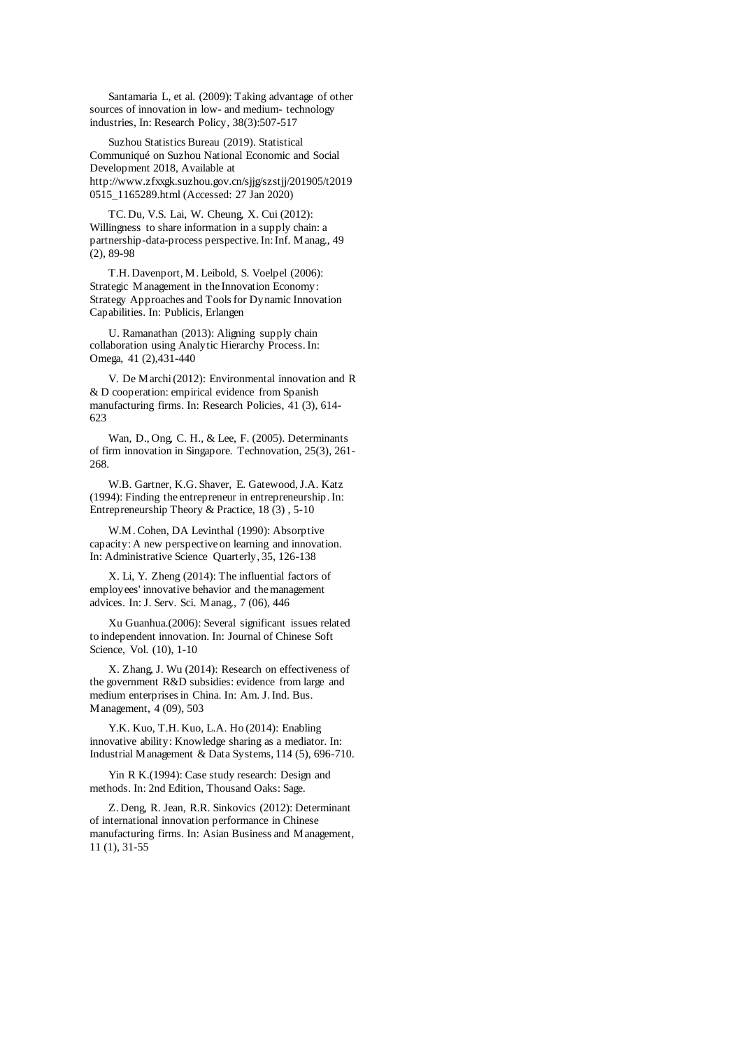Santamaria L, et al. (2009): Taking advantage of other sources of innovation in low- and medium- technology industries, In: Research Policy, 38(3):507-517

Suzhou Statistics Bureau (2019). Statistical Communiqué on Suzhou National Economic and Social Development 2018, Available at http://www.zfxxgk.suzhou.gov.cn/sjjg/szstjj/201905/t20190515_1165289.html (Accessed: 27 Jan 2020)

TC. Du, V.S. Lai, W. Cheung, X. Cui (2012): Willingness to share information in a supply chain: a partnership-data-process perspective. In: Inf. Manag., 49 (2), 89-98

T.H. Davenport, M. Leibold, S. Voelpel (2006): Strategic Management in the Innovation Economy: Strategy Approaches and Tools for Dynamic Innovation Capabilities. In: Publicis, Erlangen

U. Ramanathan (2013): Aligning supply chain collaboration using Analytic Hierarchy Process. In: Omega, 41 (2),431-440

V. De Marchi (2012): Environmental innovation and R & D cooperation: empirical evidence from Spanish manufacturing firms. In: Research Policies, 41 (3), 614-623

Wan, D., Ong, C. H., & Lee, F. (2005). Determinants of firm innovation in Singapore. Technovation, 25(3), 261-268.

W.B. Gartner, K.G. Shaver, E. Gatewood, J.A. Katz (1994): Finding the entrepreneur in entrepreneurship. In: Entrepreneurship Theory & Practice, 18 (3) , 5-10

W.M. Cohen, DA Levinthal (1990): Absorptive capacity: A new perspective on learning and innovation. In: Administrative Science Quarterly, 35, 126-138

X. Li, Y. Zheng (2014): The influential factors of employees' innovative behavior and the management advices. In: J. Serv. Sci. Manag., 7 (06), 446

Xu Guanhua.(2006): Several significant issues related to independent innovation. In: Journal of Chinese Soft Science, Vol. (10), 1-10

X. Zhang, J. Wu (2014): Research on effectiveness of the government R&D subsidies: evidence from large and medium enterprises in China. In: Am. J. Ind. Bus. Management, 4 (09), 503

Y.K. Kuo, T.H. Kuo, L.A. Ho (2014): Enabling innovative ability: Knowledge sharing as a mediator. In: Industrial Management & Data Systems, 114 (5), 696-710.

Yin R K.(1994): Case study research: Design and methods. In: 2nd Edition, Thousand Oaks: Sage.

Z. Deng, R. Jean, R.R. Sinkovics (2012): Determinant of international innovation performance in Chinese manufacturing firms. In: Asian Business and Management, 11 (1), 31-55